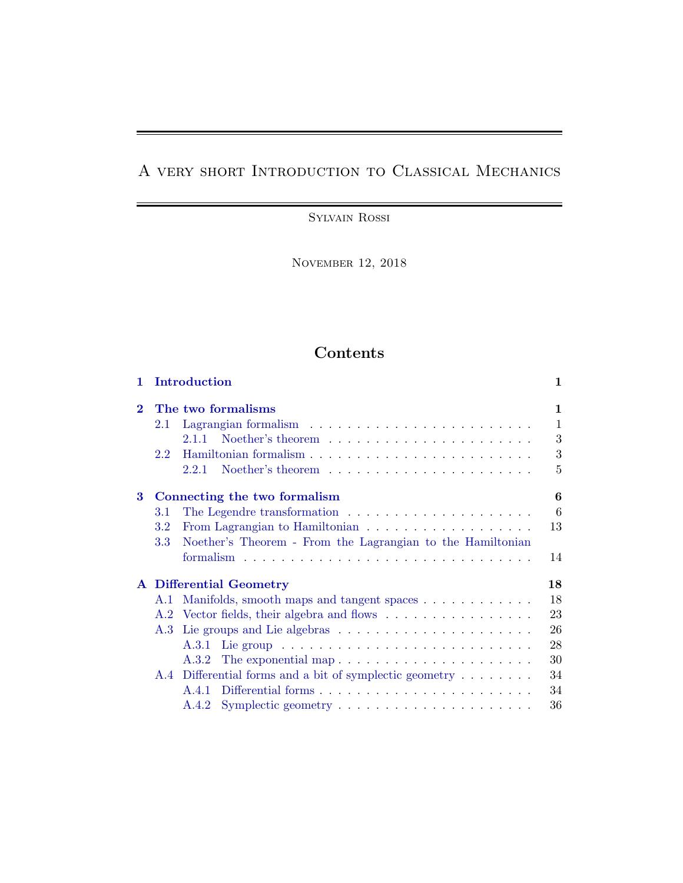# A very short Introduction to Classical Mechanics

Sylvain Rossi

November 12, 2018

## Contents

- **1 Introduction** — 1
- **2 The two formalisms** — 1
  - 2.1 Lagrangian formalism — 1
    - 2.1.1 Noether's theorem — 3
  - 2.2 Hamiltonian formalism — 3
    - 2.2.1 Noether's theorem — 5
- **3 Connecting the two formalism** — 6
  - 3.1 The Legendre transformation — 6
  - 3.2 From Lagrangian to Hamiltonian — 13
  - 3.3 Noether's Theorem - From the Lagrangian to the Hamiltonian formalism — 14
- **A Differential Geometry** — 18
  - A.1 Manifolds, smooth maps and tangent spaces — 18
  - A.2 Vector fields, their algebra and flows — 23
  - A.3 Lie groups and Lie algebras — 26
    - A.3.1 Lie group — 28
    - A.3.2 The exponential map — 30
  - A.4 Differential forms and a bit of symplectic geometry — 34
    - A.4.1 Differential forms — 34
    - A.4.2 Symplectic geometry — 36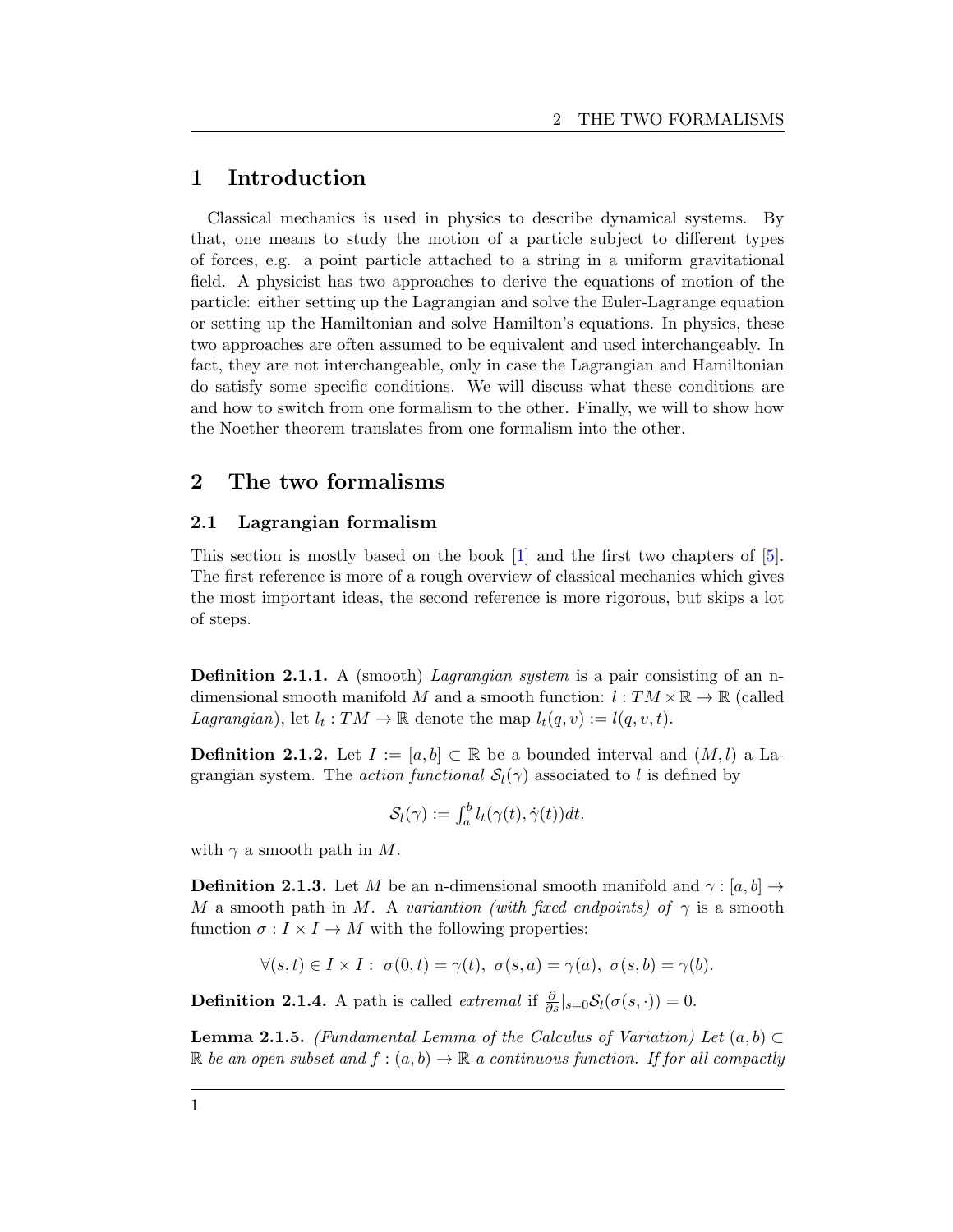# 1 Introduction

Classical mechanics is used in physics to describe dynamical systems. By that, one means to study the motion of a particle subject to different types of forces, e.g. a point particle attached to a string in a uniform gravitational field. A physicist has two approaches to derive the equations of motion of the particle: either setting up the Lagrangian and solve the Euler-Lagrange equation or setting up the Hamiltonian and solve Hamilton's equations. In physics, these two approaches are often assumed to be equivalent and used interchangeably. In fact, they are not interchangeable, only in case the Lagrangian and Hamiltonian do satisfy some specific conditions. We will discuss what these conditions are and how to switch from one formalism to the other. Finally, we will to show how the Noether theorem translates from one formalism into the other.

# 2 The two formalisms

## 2.1 Lagrangian formalism

This section is mostly based on the book [1] and the first two chapters of [5]. The first reference is more of a rough overview of classical mechanics which gives the most important ideas, the second reference is more rigorous, but skips a lot of steps.

**Definition 2.1.1.** A (smooth) *Lagrangian system* is a pair consisting of an n-dimensional smooth manifold $M$ and a smooth function: $l : TM \times \mathbb{R} \to \mathbb{R}$ (called *Lagrangian*), let $l_t : TM \to \mathbb{R}$ denote the map $l_t(q, v) := l(q, v, t)$.

**Definition 2.1.2.** Let $I := [a, b] \subset \mathbb{R}$ be a bounded interval and $(M, l)$ a Lagrangian system. The *action functional* $\mathcal{S}_l(\gamma)$ associated to $l$ is defined by

$$\mathcal{S}_l(\gamma) := \int_a^b l_t(\gamma(t), \dot{\gamma}(t))dt.$$

with $\gamma$ a smooth path in $M$.

**Definition 2.1.3.** Let $M$ be an n-dimensional smooth manifold and $\gamma : [a, b] \to M$ a smooth path in $M$. A *variantion (with fixed endpoints) of* $\gamma$ is a smooth function $\sigma : I \times I \to M$ with the following properties:

$$\forall (s, t) \in I \times I : \ \sigma(0, t) = \gamma(t), \ \sigma(s, a) = \gamma(a), \ \sigma(s, b) = \gamma(b).$$

**Definition 2.1.4.** A path is called *extremal* if $\frac{\partial}{\partial s}|_{s=0}\mathcal{S}_l(\sigma(s, \cdot)) = 0$.

**Lemma 2.1.5.** *(Fundamental Lemma of the Calculus of Variation) Let $(a, b) \subset \mathbb{R}$ be an open subset and $f : (a, b) \to \mathbb{R}$ a continuous function. If for all compactly*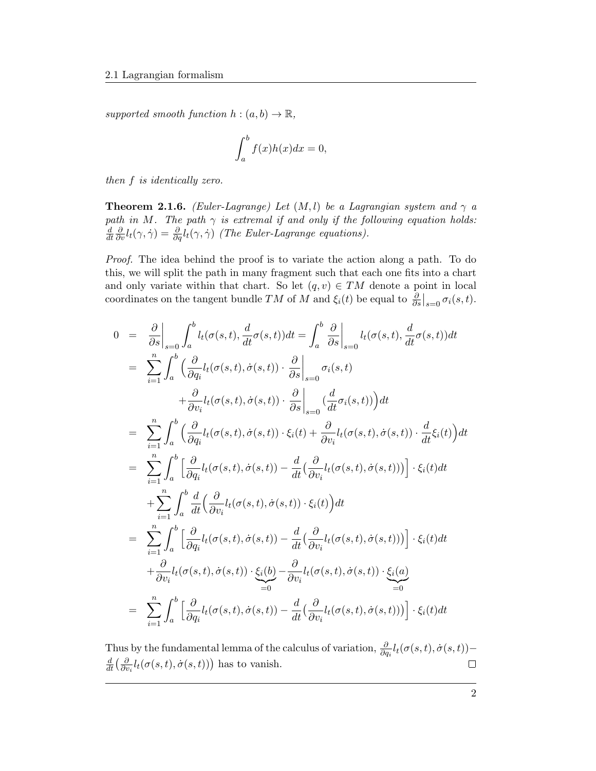*supported smooth function $h : (a, b) \to \mathbb{R}$,*

$$\int_a^b f(x)h(x)dx = 0,$$

*then $f$ is identically zero.*

**Theorem 2.1.6.** *(Euler-Lagrange) Let $(M, l)$ be a Lagrangian system and $\gamma$ a path in $M$. The path $\gamma$ is extremal if and only if the following equation holds: $\frac{d}{dt}\frac{\partial}{\partial v}l_t(\gamma, \dot{\gamma}) = \frac{\partial}{\partial q}l_t(\gamma, \dot{\gamma})$ (The Euler-Lagrange equations).*

*Proof.* The idea behind the proof is to variate the action along a path. To do this, we will split the path in many fragment such that each one fits into a chart and only variate within that chart. So let $(q, v) \in TM$ denote a point in local coordinates on the tangent bundle $TM$ of $M$ and $\xi_i(t)$ be equal to $\frac{\partial}{\partial s}\big|_{s=0} \sigma_i(s, t)$.

$$\begin{aligned}
0 &= \frac{\partial}{\partial s}\Big|_{s=0} \int_a^b l_t(\sigma(s,t), \frac{d}{dt}\sigma(s,t))dt = \int_a^b \frac{\partial}{\partial s}\Big|_{s=0} l_t(\sigma(s,t), \frac{d}{dt}\sigma(s,t))dt \\
&= \sum_{i=1}^n \int_a^b \Big( \frac{\partial}{\partial q_i} l_t(\sigma(s,t), \dot{\sigma}(s,t)) \cdot \frac{\partial}{\partial s}\Big|_{s=0} \sigma_i(s,t) \\
&\qquad + \frac{\partial}{\partial v_i} l_t(\sigma(s,t), \dot{\sigma}(s,t)) \cdot \frac{\partial}{\partial s}\Big|_{s=0} (\frac{d}{dt}\sigma_i(s,t)) \Big) dt \\
&= \sum_{i=1}^n \int_a^b \Big( \frac{\partial}{\partial q_i} l_t(\sigma(s,t), \dot{\sigma}(s,t)) \cdot \xi_i(t) + \frac{\partial}{\partial v_i} l_t(\sigma(s,t), \dot{\sigma}(s,t)) \cdot \frac{d}{dt}\xi_i(t) \Big) dt \\
&= \sum_{i=1}^n \int_a^b \Big[ \frac{\partial}{\partial q_i} l_t(\sigma(s,t), \dot{\sigma}(s,t)) - \frac{d}{dt}\big( \frac{\partial}{\partial v_i} l_t(\sigma(s,t), \dot{\sigma}(s,t)) \big) \Big] \cdot \xi_i(t) dt \\
&\quad + \sum_{i=1}^n \int_a^b \frac{d}{dt}\Big( \frac{\partial}{\partial v_i} l_t(\sigma(s,t), \dot{\sigma}(s,t)) \cdot \xi_i(t) \Big) dt \\
&= \sum_{i=1}^n \int_a^b \Big[ \frac{\partial}{\partial q_i} l_t(\sigma(s,t), \dot{\sigma}(s,t)) - \frac{d}{dt}\big( \frac{\partial}{\partial v_i} l_t(\sigma(s,t), \dot{\sigma}(s,t)) \big) \Big] \cdot \xi_i(t) dt \\
&\quad + \frac{\partial}{\partial v_i} l_t(\sigma(s,t), \dot{\sigma}(s,t)) \cdot \underbrace{\xi_i(b)}_{=0} - \frac{\partial}{\partial v_i} l_t(\sigma(s,t), \dot{\sigma}(s,t)) \cdot \underbrace{\xi_i(a)}_{=0} \\
&= \sum_{i=1}^n \int_a^b \Big[ \frac{\partial}{\partial q_i} l_t(\sigma(s,t), \dot{\sigma}(s,t)) - \frac{d}{dt}\big( \frac{\partial}{\partial v_i} l_t(\sigma(s,t), \dot{\sigma}(s,t)) \big) \Big] \cdot \xi_i(t) dt
\end{aligned}$$

Thus by the fundamental lemma of the calculus of variation, $\frac{\partial}{\partial q_i} l_t(\sigma(s,t), \dot{\sigma}(s,t)) - \frac{d}{dt}\big(\frac{\partial}{\partial v_i} l_t(\sigma(s,t), \dot{\sigma}(s,t))\big)$ has to vanish. $\square$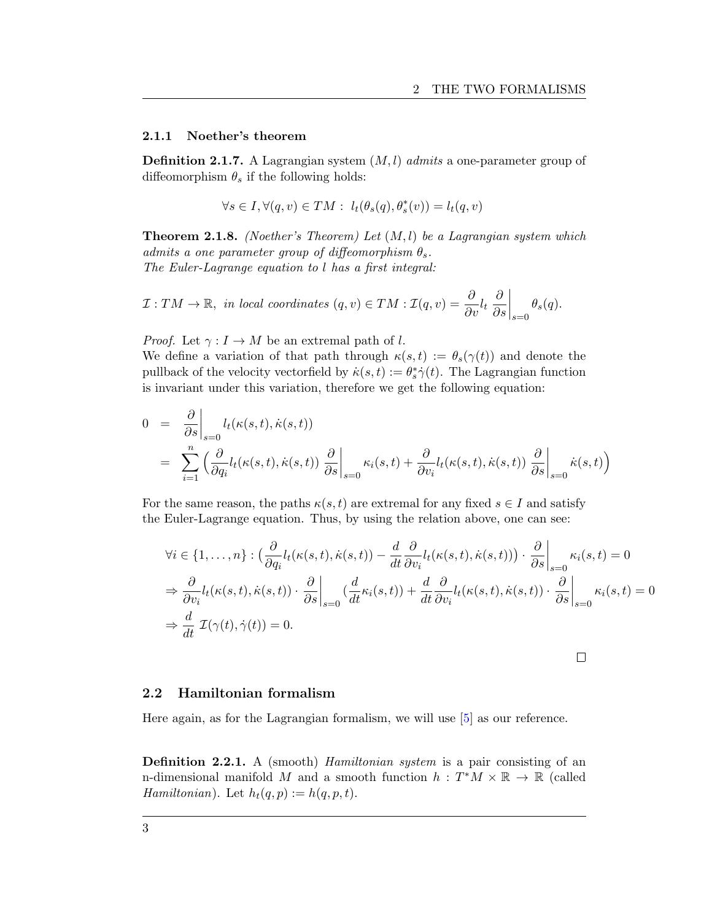### 2.1.1 Noether's theorem

**Definition 2.1.7.** A Lagrangian system $(M, l)$ *admits* a one-parameter group of diffeomorphism $\theta_s$ if the following holds:

$$\forall s \in I, \forall (q, v) \in TM : \; l_t(\theta_s(q), \theta_s^*(v)) = l_t(q, v)$$

**Theorem 2.1.8.** *(Noether's Theorem) Let $(M, l)$ be a Lagrangian system which admits a one parameter group of diffeomorphism $\theta_s$.*
*The Euler-Lagrange equation to $l$ has a first integral:*

$$\mathcal{I} : TM \to \mathbb{R}, \; \textit{in local coordinates } (q, v) \in TM : \mathcal{I}(q, v) = \frac{\partial}{\partial v} l_t \left. \frac{\partial}{\partial s} \right|_{s=0} \theta_s(q).$$

*Proof.* Let $\gamma : I \to M$ be an extremal path of $l$.
We define a variation of that path through $\kappa(s, t) := \theta_s(\gamma(t))$ and denote the pullback of the velocity vectorfield by $\dot{\kappa}(s, t) := \theta_s^* \dot{\gamma}(t)$. The Lagrangian function is invariant under this variation, therefore we get the following equation:

$$\begin{aligned}
0 &= \left. \frac{\partial}{\partial s} \right|_{s=0} l_t(\kappa(s, t), \dot{\kappa}(s, t)) \\
&= \sum_{i=1}^{n} \Big( \frac{\partial}{\partial q_i} l_t(\kappa(s, t), \dot{\kappa}(s, t)) \left. \frac{\partial}{\partial s} \right|_{s=0} \kappa_i(s, t) + \frac{\partial}{\partial v_i} l_t(\kappa(s, t), \dot{\kappa}(s, t)) \left. \frac{\partial}{\partial s} \right|_{s=0} \dot{\kappa}(s, t) \Big)
\end{aligned}$$

For the same reason, the paths $\kappa(s, t)$ are extremal for any fixed $s \in I$ and satisfy the Euler-Lagrange equation. Thus, by using the relation above, one can see:

$$\begin{aligned}
&\forall i \in \{1, \ldots, n\} : \big( \frac{\partial}{\partial q_i} l_t(\kappa(s, t), \dot{\kappa}(s, t)) - \frac{d}{dt} \frac{\partial}{\partial v_i} l_t(\kappa(s, t), \dot{\kappa}(s, t)) \big) \cdot \left. \frac{\partial}{\partial s} \right|_{s=0} \kappa_i(s, t) = 0 \\
&\Rightarrow \frac{\partial}{\partial v_i} l_t(\kappa(s, t), \dot{\kappa}(s, t)) \cdot \left. \frac{\partial}{\partial s} \right|_{s=0} \big( \frac{d}{dt} \kappa_i(s, t) \big) + \frac{d}{dt} \frac{\partial}{\partial v_i} l_t(\kappa(s, t), \dot{\kappa}(s, t)) \cdot \left. \frac{\partial}{\partial s} \right|_{s=0} \kappa_i(s, t) = 0 \\
&\Rightarrow \frac{d}{dt} \, \mathcal{I}(\gamma(t), \dot{\gamma}(t)) = 0.
\end{aligned}$$

□

## 2.2 Hamiltonian formalism

Here again, as for the Lagrangian formalism, we will use [5] as our reference.

**Definition 2.2.1.** A (smooth) *Hamiltonian system* is a pair consisting of an n-dimensional manifold $M$ and a smooth function $h : T^*M \times \mathbb{R} \to \mathbb{R}$ (called *Hamiltonian*). Let $h_t(q, p) := h(q, p, t)$.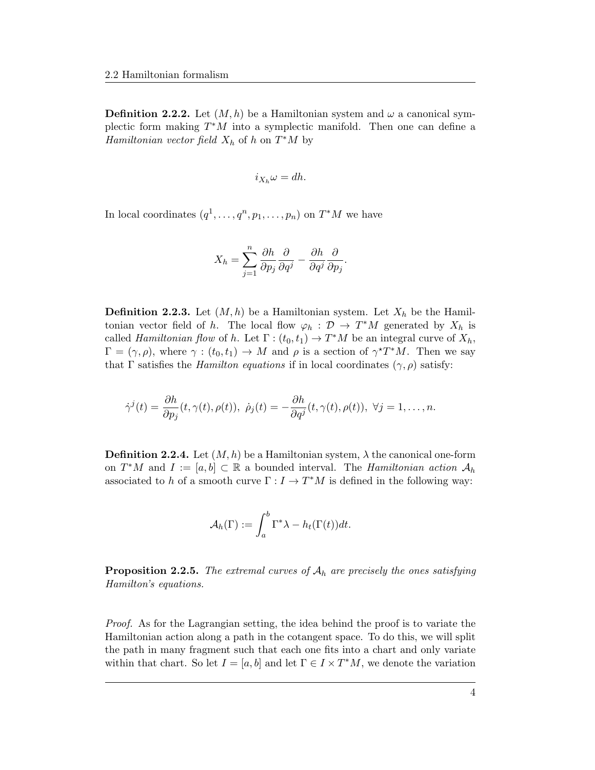**Definition 2.2.2.** Let $(M, h)$ be a Hamiltonian system and $\omega$ a canonical symplectic form making $T^*M$ into a symplectic manifold. Then one can define a *Hamiltonian vector field* $X_h$ of $h$ on $T^*M$ by

$$i_{X_h}\omega = dh.$$

In local coordinates $(q^1, \dots, q^n, p_1, \dots, p_n)$ on $T^*M$ we have

$$X_h = \sum_{j=1}^{n} \frac{\partial h}{\partial p_j}\frac{\partial}{\partial q^j} - \frac{\partial h}{\partial q^j}\frac{\partial}{\partial p_j}.$$

**Definition 2.2.3.** Let $(M, h)$ be a Hamiltonian system. Let $X_h$ be the Hamiltonian vector field of $h$. The local flow $\varphi_h : \mathcal{D} \to T^*M$ generated by $X_h$ is called *Hamiltonian flow* of $h$. Let $\Gamma : (t_0, t_1) \to T^*M$ be an integral curve of $X_h$, $\Gamma = (\gamma, \rho)$, where $\gamma : (t_0, t_1) \to M$ and $\rho$ is a section of $\gamma^\star T^*M$. Then we say that $\Gamma$ satisfies the *Hamilton equations* if in local coordinates $(\gamma, \rho)$ satisfy:

$$\dot{\gamma}^j(t) = \frac{\partial h}{\partial p_j}(t, \gamma(t), \rho(t)),\ \dot{\rho}_j(t) = -\frac{\partial h}{\partial q^j}(t, \gamma(t), \rho(t)),\ \forall j = 1, \dots, n.$$

**Definition 2.2.4.** Let $(M, h)$ be a Hamiltonian system, $\lambda$ the canonical one-form on $T^*M$ and $I := [a, b] \subset \mathbb{R}$ a bounded interval. The *Hamiltonian action* $\mathcal{A}_h$ associated to $h$ of a smooth curve $\Gamma : I \to T^*M$ is defined in the following way:

$$\mathcal{A}_h(\Gamma) := \int_a^b \Gamma^*\lambda - h_t(\Gamma(t))dt.$$

**Proposition 2.2.5.** *The extremal curves of $\mathcal{A}_h$ are precisely the ones satisfying Hamilton's equations.*

*Proof.* As for the Lagrangian setting, the idea behind the proof is to variate the Hamiltonian action along a path in the cotangent space. To do this, we will split the path in many fragment such that each one fits into a chart and only variate within that chart. So let $I = [a, b]$ and let $\Gamma \in I \times T^*M$, we denote the variation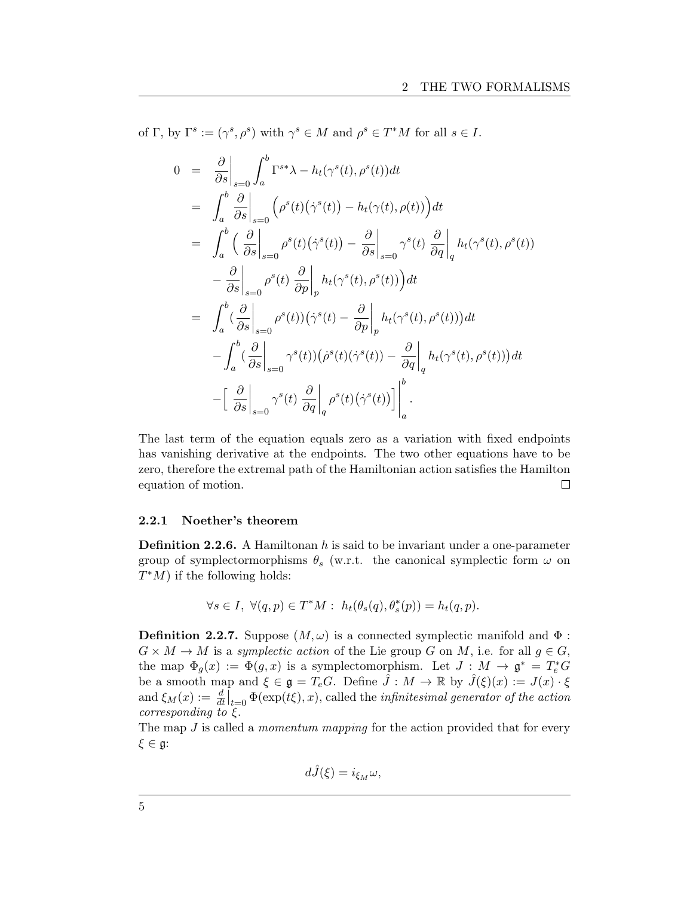of Γ, by $\Gamma^s := (\gamma^s, \rho^s)$ with $\gamma^s \in M$ and $\rho^s \in T^*M$ for all $s \in I$.

$$
\begin{aligned}
0 &= \frac{\partial}{\partial s}\bigg|_{s=0} \int_a^b \Gamma^{s*}\lambda - h_t(\gamma^s(t), \rho^s(t))dt \\
&= \int_a^b \frac{\partial}{\partial s}\bigg|_{s=0} \Big(\rho^s(t)\big(\dot{\gamma}^s(t)\big) - h_t(\gamma(t), \rho(t))\Big)dt \\
&= \int_a^b \Big( \frac{\partial}{\partial s}\bigg|_{s=0} \rho^s(t)\big(\dot{\gamma}^s(t)\big) - \frac{\partial}{\partial s}\bigg|_{s=0} \gamma^s(t) \ \frac{\partial}{\partial q}\bigg|_q h_t(\gamma^s(t), \rho^s(t)) \\
&\quad - \frac{\partial}{\partial s}\bigg|_{s=0} \rho^s(t) \ \frac{\partial}{\partial p}\bigg|_p h_t(\gamma^s(t), \rho^s(t))\Big)dt \\
&= \int_a^b \big(\frac{\partial}{\partial s}\bigg|_{s=0} \rho^s(t)\big)\big(\dot{\gamma}^s(t) - \frac{\partial}{\partial p}\bigg|_p h_t(\gamma^s(t), \rho^s(t))\big)dt \\
&\quad - \int_a^b \big(\frac{\partial}{\partial s}\bigg|_{s=0} \gamma^s(t)\big)\big(\dot{\rho}^s(t)(\dot{\gamma}^s(t)) - \frac{\partial}{\partial q}\bigg|_q h_t(\gamma^s(t), \rho^s(t))\big)dt \\
&\quad - \Big[ \frac{\partial}{\partial s}\bigg|_{s=0} \gamma^s(t) \ \frac{\partial}{\partial q}\bigg|_q \rho^s(t)\big(\dot{\gamma}^s(t)\big)\Big]\Bigg|_a^b .
\end{aligned}
$$

The last term of the equation equals zero as a variation with fixed endpoints has vanishing derivative at the endpoints. The two other equations have to be zero, therefore the extremal path of the Hamiltonian action satisfies the Hamilton equation of motion. □

### 2.2.1 Noether's theorem

**Definition 2.2.6.** A Hamiltonan $h$ is said to be invariant under a one-parameter group of symplectormorphisms $\theta_s$ (w.r.t. the canonical symplectic form $\omega$ on $T^*M$) if the following holds:

$$\forall s \in I, \ \forall (q,p) \in T^*M : \ h_t(\theta_s(q), \theta_s^*(p)) = h_t(q,p).$$

**Definition 2.2.7.** Suppose $(M, \omega)$ is a connected symplectic manifold and $\Phi : G \times M \to M$ is a *symplectic action* of the Lie group $G$ on $M$, i.e. for all $g \in G$, the map $\Phi_g(x) := \Phi(g,x)$ is a symplectomorphism. Let $J : M \to \mathfrak{g}^* = T_e^*G$ be a smooth map and $\xi \in \mathfrak{g} = T_eG$. Define $\hat{J} : M \to \mathbb{R}$ by $\hat{J}(\xi)(x) := J(x) \cdot \xi$ and $\xi_M(x) := \frac{d}{dt}\big|_{t=0} \Phi(\exp(t\xi), x)$, called the *infinitesimal generator of the action corresponding to* $\xi$.
The map $J$ is called a *momentum mapping* for the action provided that for every $\xi \in \mathfrak{g}$:

$$d\hat{J}(\xi) = i_{\xi_M}\omega,$$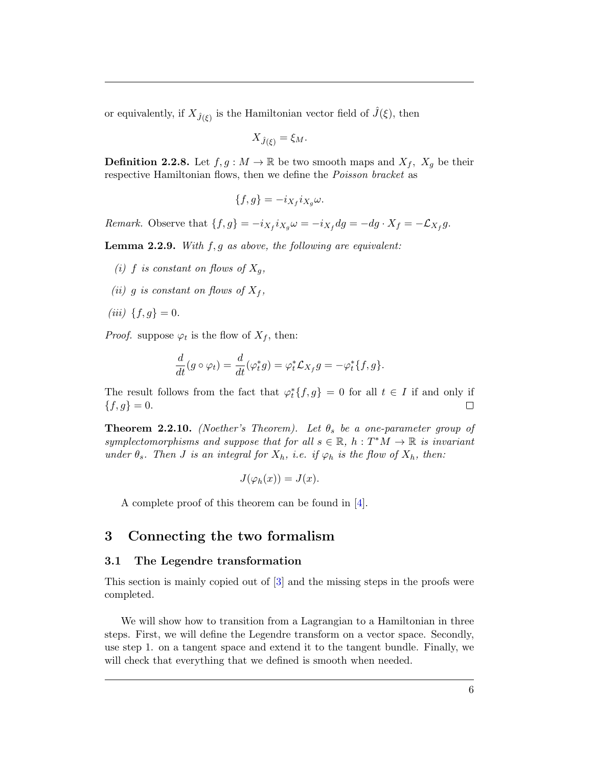or equivalently, if $X_{\hat{J}(\xi)}$ is the Hamiltonian vector field of $\hat{J}(\xi)$, then

$$X_{\hat{J}(\xi)} = \xi_M.$$

**Definition 2.2.8.** Let $f, g : M \to \mathbb{R}$ be two smooth maps and $X_f,\ X_g$ be their respective Hamiltonian flows, then we define the *Poisson bracket* as

$$\{f, g\} = -i_{X_f} i_{X_g} \omega.$$

*Remark.* Observe that $\{f, g\} = -i_{X_f} i_{X_g} \omega = -i_{X_f} dg = -dg \cdot X_f = -\mathcal{L}_{X_f} g$.

**Lemma 2.2.9.** *With $f, g$ as above, the following are equivalent:*

*(i) $f$ is constant on flows of $X_g$,*

*(ii) $g$ is constant on flows of $X_f$,*

*(iii) $\{f, g\} = 0$.*

*Proof.* suppose $\varphi_t$ is the flow of $X_f$, then:

$$\frac{d}{dt}(g \circ \varphi_t) = \frac{d}{dt}(\varphi_t^* g) = \varphi_t^* \mathcal{L}_{X_f} g = -\varphi_t^* \{f, g\}.$$

The result follows from the fact that $\varphi_t^* \{f, g\} = 0$ for all $t \in I$ if and only if $\{f, g\} = 0$. ∎

**Theorem 2.2.10.** *(Noether's Theorem). Let $\theta_s$ be a one-parameter group of symplectomorphisms and suppose that for all $s \in \mathbb{R}$, $h : T^*M \to \mathbb{R}$ is invariant under $\theta_s$. Then $J$ is an integral for $X_h$, i.e. if $\varphi_h$ is the flow of $X_h$, then:*

$$J(\varphi_h(x)) = J(x).$$

A complete proof of this theorem can be found in [4].

# 3 Connecting the two formalism

## 3.1 The Legendre transformation

This section is mainly copied out of [3] and the missing steps in the proofs were completed.

We will show how to transition from a Lagrangian to a Hamiltonian in three steps. First, we will define the Legendre transform on a vector space. Secondly, use step 1. on a tangent space and extend it to the tangent bundle. Finally, we will check that everything that we defined is smooth when needed.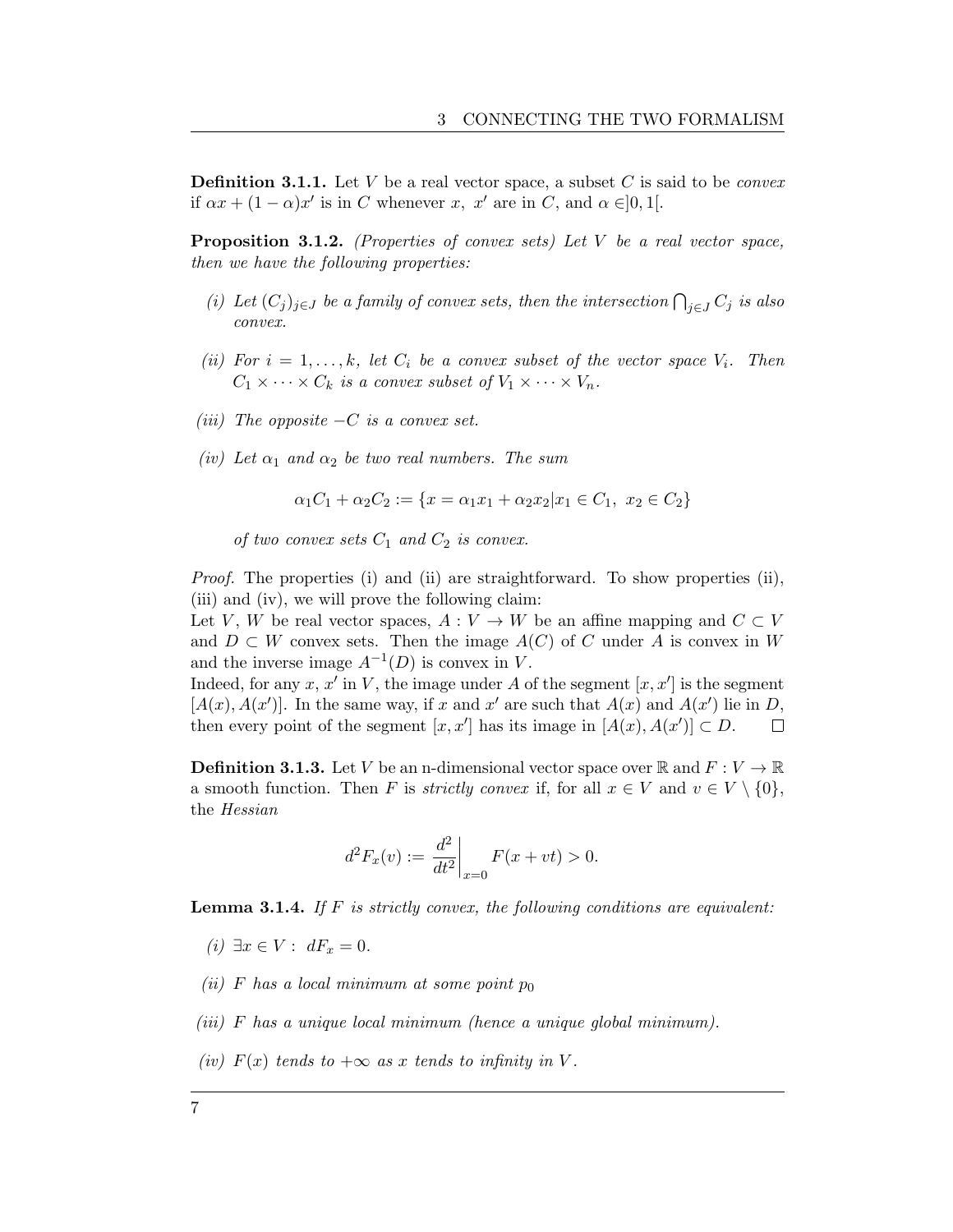**Definition 3.1.1.** Let $V$ be a real vector space, a subset $C$ is said to be *convex* if $\alpha x + (1-\alpha)x'$ is in $C$ whenever $x,\ x'$ are in $C$, and $\alpha \in ]0,1[$.

**Proposition 3.1.2.** *(Properties of convex sets) Let $V$ be a real vector space, then we have the following properties:*

*(i) Let $(C_j)_{j\in J}$ be a family of convex sets, then the intersection $\bigcap_{j\in J} C_j$ is also convex.*

*(ii) For $i = 1,\ldots,k$, let $C_i$ be a convex subset of the vector space $V_i$. Then $C_1 \times \cdots \times C_k$ is a convex subset of $V_1 \times \cdots \times V_n$.*

*(iii) The opposite $-C$ is a convex set.*

*(iv) Let $\alpha_1$ and $\alpha_2$ be two real numbers. The sum*

$$\alpha_1 C_1 + \alpha_2 C_2 := \{x = \alpha_1 x_1 + \alpha_2 x_2 | x_1 \in C_1,\ x_2 \in C_2\}$$

*of two convex sets $C_1$ and $C_2$ is convex.*

*Proof.* The properties (i) and (ii) are straightforward. To show properties (ii), (iii) and (iv), we will prove the following claim:
Let $V$, $W$ be real vector spaces, $A : V \to W$ be an affine mapping and $C \subset V$ and $D \subset W$ convex sets. Then the image $A(C)$ of $C$ under $A$ is convex in $W$ and the inverse image $A^{-1}(D)$ is convex in $V$.
Indeed, for any $x$, $x'$ in $V$, the image under $A$ of the segment $[x, x']$ is the segment $[A(x), A(x')]$. In the same way, if $x$ and $x'$ are such that $A(x)$ and $A(x')$ lie in $D$, then every point of the segment $[x, x']$ has its image in $[A(x), A(x')] \subset D$. $\square$

**Definition 3.1.3.** Let $V$ be an n-dimensional vector space over $\mathbb{R}$ and $F : V \to \mathbb{R}$ a smooth function. Then $F$ is *strictly convex* if, for all $x \in V$ and $v \in V \setminus \{0\}$, the *Hessian*

$$d^2F_x(v) := \left.\frac{d^2}{dt^2}\right|_{x=0} F(x + vt) > 0.$$

**Lemma 3.1.4.** *If $F$ is strictly convex, the following conditions are equivalent:*

*(i) $\exists x \in V :\ dF_x = 0$.*

*(ii) $F$ has a local minimum at some point $p_0$*

*(iii) $F$ has a unique local minimum (hence a unique global minimum).*

*(iv) $F(x)$ tends to $+\infty$ as $x$ tends to infinity in $V$.*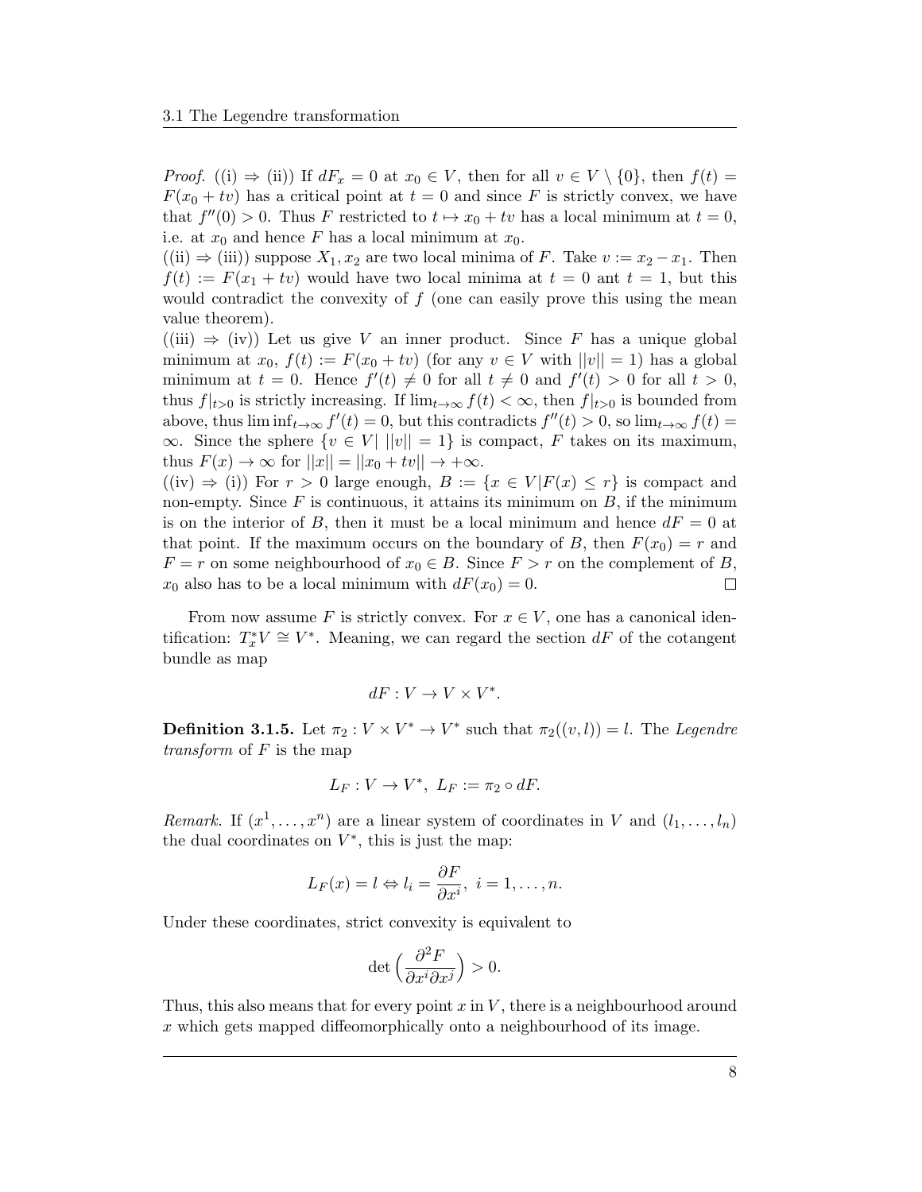*Proof.* ((i) ⇒ (ii)) If $dF_x = 0$ at $x_0 \in V$, then for all $v \in V \setminus \{0\}$, then $f(t) = F(x_0 + tv)$ has a critical point at $t = 0$ and since $F$ is strictly convex, we have that $f''(0) > 0$. Thus $F$ restricted to $t \mapsto x_0 + tv$ has a local minimum at $t = 0$, i.e. at $x_0$ and hence $F$ has a local minimum at $x_0$.
((ii) ⇒ (iii)) suppose $X_1, x_2$ are two local minima of $F$. Take $v := x_2 - x_1$. Then $f(t) := F(x_1 + tv)$ would have two local minima at $t = 0$ ant $t = 1$, but this would contradict the convexity of $f$ (one can easily prove this using the mean value theorem).
((iii) ⇒ (iv)) Let us give $V$ an inner product. Since $F$ has a unique global minimum at $x_0$, $f(t) := F(x_0 + tv)$ (for any $v \in V$ with $||v|| = 1$) has a global minimum at $t = 0$. Hence $f'(t) \neq 0$ for all $t \neq 0$ and $f'(t) > 0$ for all $t > 0$, thus $f|_{t>0}$ is strictly increasing. If $\lim_{t\to\infty} f(t) < \infty$, then $f|_{t>0}$ is bounded from above, thus $\liminf_{t\to\infty} f'(t) = 0$, but this contradicts $f''(t) > 0$, so $\lim_{t\to\infty} f(t) = \infty$. Since the sphere $\{v \in V| \, ||v|| = 1\}$ is compact, $F$ takes on its maximum, thus $F(x) \to \infty$ for $||x|| = ||x_0 + tv|| \to +\infty$.
((iv) ⇒ (i)) For $r > 0$ large enough, $B := \{x \in V | F(x) \leq r\}$ is compact and non-empty. Since $F$ is continuous, it attains its minimum on $B$, if the minimum is on the interior of $B$, then it must be a local minimum and hence $dF = 0$ at that point. If the maximum occurs on the boundary of $B$, then $F(x_0) = r$ and $F = r$ on some neighbourhood of $x_0 \in B$. Since $F > r$ on the complement of $B$, $x_0$ also has to be a local minimum with $dF(x_0) = 0$. □

From now assume $F$ is strictly convex. For $x \in V$, one has a canonical identification: $T_x^*V \cong V^*$. Meaning, we can regard the section $dF$ of the cotangent bundle as map

$$dF : V \to V \times V^*.$$

**Definition 3.1.5.** Let $\pi_2 : V \times V^* \to V^*$ such that $\pi_2((v, l)) = l$. The *Legendre transform* of $F$ is the map

$$L_F : V \to V^*, \; L_F := \pi_2 \circ dF.$$

*Remark.* If $(x^1, \ldots, x^n)$ are a linear system of coordinates in $V$ and $(l_1, \ldots, l_n)$ the dual coordinates on $V^*$, this is just the map:

$$L_F(x) = l \Leftrightarrow l_i = \frac{\partial F}{\partial x^i}, \; i = 1, \ldots, n.$$

Under these coordinates, strict convexity is equivalent to

$$\det\Big(\frac{\partial^2 F}{\partial x^i \partial x^j}\Big) > 0.$$

Thus, this also means that for every point $x$ in $V$, there is a neighbourhood around $x$ which gets mapped diffeomorphically onto a neighbourhood of its image.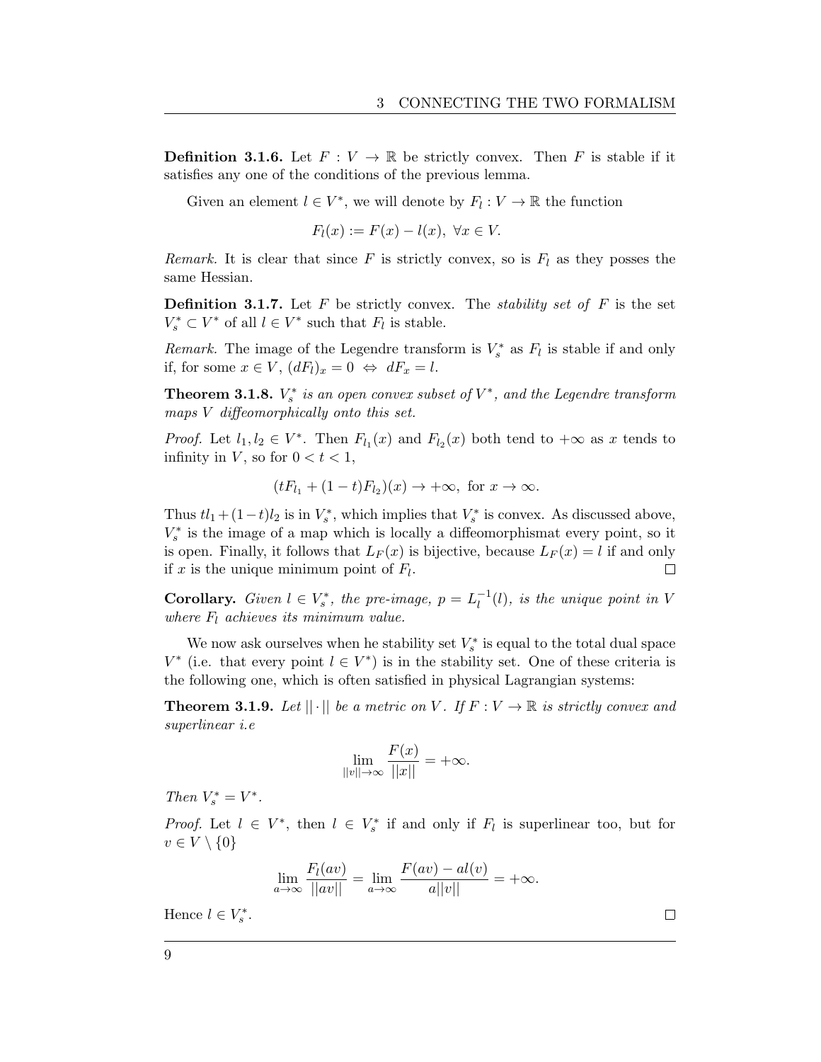**Definition 3.1.6.** Let $F : V \to \mathbb{R}$ be strictly convex. Then $F$ is stable if it satisfies any one of the conditions of the previous lemma.

Given an element $l \in V^*$, we will denote by $F_l : V \to \mathbb{R}$ the function

$$F_l(x) := F(x) - l(x),\ \forall x \in V.$$

*Remark.* It is clear that since $F$ is strictly convex, so is $F_l$ as they posses the same Hessian.

**Definition 3.1.7.** Let $F$ be strictly convex. The *stability set of* $F$ is the set $V_s^* \subset V^*$ of all $l \in V^*$ such that $F_l$ is stable.

*Remark.* The image of the Legendre transform is $V_s^*$ as $F_l$ is stable if and only if, for some $x \in V$, $(dF_l)_x = 0 \Leftrightarrow dF_x = l$.

**Theorem 3.1.8.** *$V_s^*$ is an open convex subset of $V^*$, and the Legendre transform maps $V$ diffeomorphically onto this set.*

*Proof.* Let $l_1, l_2 \in V^*$. Then $F_{l_1}(x)$ and $F_{l_2}(x)$ both tend to $+\infty$ as $x$ tends to infinity in $V$, so for $0 < t < 1$,

$$(tF_{l_1} + (1-t)F_{l_2})(x) \to +\infty, \text{ for } x \to \infty.$$

Thus $tl_1 + (1-t)l_2$ is in $V_s^*$, which implies that $V_s^*$ is convex. As discussed above, $V_s^*$ is the image of a map which is locally a diffeomorphismat every point, so it is open. Finally, it follows that $L_F(x)$ is bijective, because $L_F(x) = l$ if and only if $x$ is the unique minimum point of $F_l$. ∎

**Corollary.** *Given $l \in V_s^*$, the pre-image, $p = L_l^{-1}(l)$, is the unique point in $V$ where $F_l$ achieves its minimum value.*

We now ask ourselves when he stability set $V_s^*$ is equal to the total dual space $V^*$ (i.e. that every point $l \in V^*$) is in the stability set. One of these criteria is the following one, which is often satisfied in physical Lagrangian systems:

**Theorem 3.1.9.** *Let $||\cdot||$ be a metric on $V$. If $F : V \to \mathbb{R}$ is strictly convex and superlinear i.e*

$$\lim_{||v|| \to \infty} \frac{F(x)}{||x||} = +\infty.$$

*Then $V_s^* = V^*$.*

*Proof.* Let $l \in V^*$, then $l \in V_s^*$ if and only if $F_l$ is superlinear too, but for $v \in V \setminus \{0\}$

$$\lim_{a \to \infty} \frac{F_l(av)}{||av||} = \lim_{a \to \infty} \frac{F(av) - al(v)}{a||v||} = +\infty.$$

Hence $l \in V_s^*$. ∎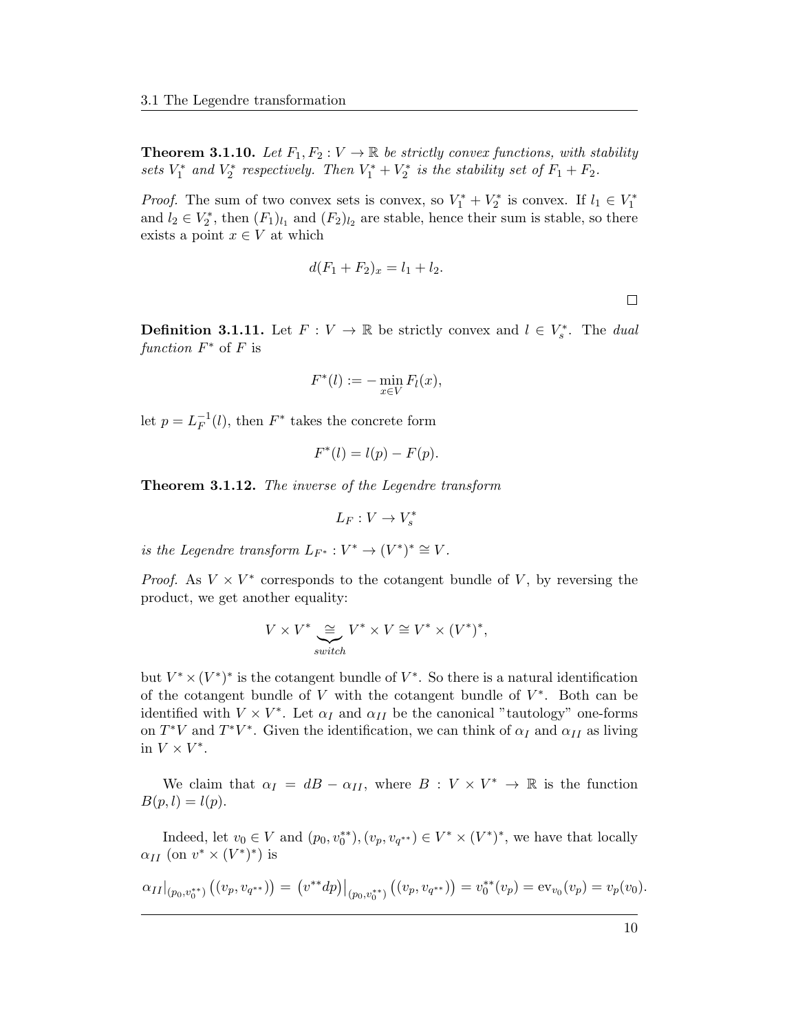**Theorem 3.1.10.** *Let $F_1, F_2 : V \to \mathbb{R}$ be strictly convex functions, with stability sets $V_1^*$ and $V_2^*$ respectively. Then $V_1^* + V_2^*$ is the stability set of $F_1 + F_2$.*

*Proof.* The sum of two convex sets is convex, so $V_1^* + V_2^*$ is convex. If $l_1 \in V_1^*$ and $l_2 \in V_2^*$, then $(F_1)_{l_1}$ and $(F_2)_{l_2}$ are stable, hence their sum is stable, so there exists a point $x \in V$ at which

$$d(F_1 + F_2)_x = l_1 + l_2.$$

$\square$

**Definition 3.1.11.** Let $F : V \to \mathbb{R}$ be strictly convex and $l \in V_s^*$. The *dual function* $F^*$ of $F$ is

$$F^*(l) := -\min_{x \in V} F_l(x),$$

let $p = L_F^{-1}(l)$, then $F^*$ takes the concrete form

$$F^*(l) = l(p) - F(p).$$

**Theorem 3.1.12.** *The inverse of the Legendre transform*

$$L_F : V \to V_s^*$$

*is the Legendre transform $L_{F^*} : V^* \to (V^*)^* \cong V$.*

*Proof.* As $V \times V^*$ corresponds to the cotangent bundle of $V$, by reversing the product, we get another equality:

$$V \times V^* \underbrace{\cong}_{switch} V^* \times V \cong V^* \times (V^*)^*,$$

but $V^* \times (V^*)^*$ is the cotangent bundle of $V^*$. So there is a natural identification of the cotangent bundle of $V$ with the cotangent bundle of $V^*$. Both can be identified with $V \times V^*$. Let $\alpha_I$ and $\alpha_{II}$ be the canonical "tautology" one-forms on $T^*V$ and $T^*V^*$. Given the identification, we can think of $\alpha_I$ and $\alpha_{II}$ as living in $V \times V^*$.

We claim that $\alpha_I = dB - \alpha_{II}$, where $B : V \times V^* \to \mathbb{R}$ is the function $B(p, l) = l(p)$.

Indeed, let $v_0 \in V$ and $(p_0, v_0^{**}), (v_p, v_{q^{**}}) \in V^* \times (V^*)^*$, we have that locally $\alpha_{II}$ (on $v^* \times (V^*)^*$) is

$$\alpha_{II}|_{(p_0, v_0^{**})}\big((v_p, v_{q^{**}})\big) = \big(v^{**}dp\big)\big|_{(p_0, v_0^{**})}\big((v_p, v_{q^{**}})\big) = v_0^{**}(v_p) = \mathrm{ev}_{v_0}(v_p) = v_p(v_0).$$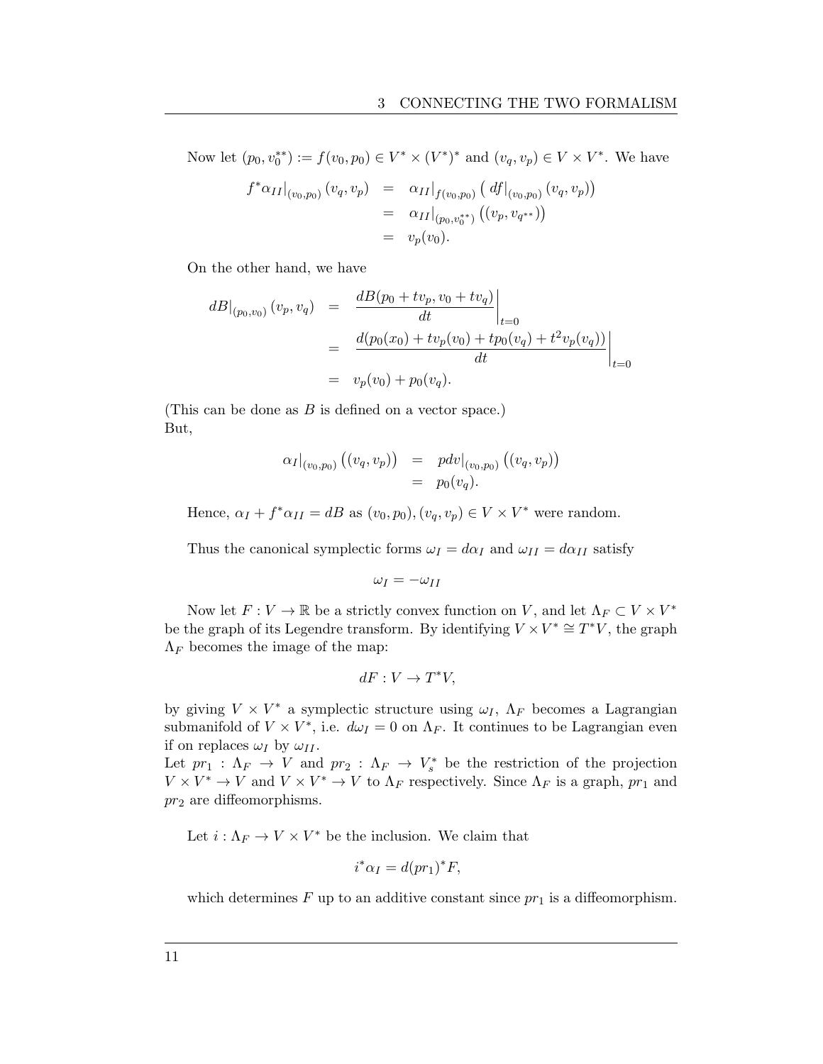Now let $(p_0, v_0^{**}) := f(v_0, p_0) \in V^* \times (V^*)^*$ and $(v_q, v_p) \in V \times V^*$. We have

$$
\begin{aligned}
f^*\alpha_{II}|_{(v_0,p_0)}(v_q, v_p) &= \alpha_{II}|_{f(v_0,p_0)}\left( df|_{(v_0,p_0)}(v_q, v_p)\right) \\
&= \alpha_{II}|_{(p_0,v_0^{**})}\left((v_p, v_{q^{**}})\right) \\
&= v_p(v_0).
\end{aligned}
$$

On the other hand, we have

$$
\begin{aligned}
dB|_{(p_0,v_0)}(v_p, v_q) &= \left.\frac{dB(p_0 + tv_p, v_0 + tv_q)}{dt}\right|_{t=0} \\
&= \left.\frac{d(p_0(x_0) + tv_p(v_0) + tp_0(v_q) + t^2 v_p(v_q))}{dt}\right|_{t=0} \\
&= v_p(v_0) + p_0(v_q).
\end{aligned}
$$

(This can be done as $B$ is defined on a vector space.)
But,

$$
\begin{aligned}
\alpha_I|_{(v_0,p_0)}\left((v_q, v_p)\right) &= pdv|_{(v_0,p_0)}\left((v_q, v_p)\right) \\
&= p_0(v_q).
\end{aligned}
$$

Hence, $\alpha_I + f^*\alpha_{II} = dB$ as $(v_0, p_0), (v_q, v_p) \in V \times V^*$ were random.

Thus the canonical symplectic forms $\omega_I = d\alpha_I$ and $\omega_{II} = d\alpha_{II}$ satisfy

$$
\omega_I = -\omega_{II}
$$

Now let $F : V \to \mathbb{R}$ be a strictly convex function on $V$, and let $\Lambda_F \subset V \times V^*$ be the graph of its Legendre transform. By identifying $V \times V^* \cong T^*V$, the graph $\Lambda_F$ becomes the image of the map:

$$
dF : V \to T^*V,
$$

by giving $V \times V^*$ a symplectic structure using $\omega_I$, $\Lambda_F$ becomes a Lagrangian submanifold of $V \times V^*$, i.e. $d\omega_I = 0$ on $\Lambda_F$. It continues to be Lagrangian even if on replaces $\omega_I$ by $\omega_{II}$.
Let $pr_1 : \Lambda_F \to V$ and $pr_2 : \Lambda_F \to V_s^*$ be the restriction of the projection $V \times V^* \to V$ and $V \times V^* \to V$ to $\Lambda_F$ respectively. Since $\Lambda_F$ is a graph, $pr_1$ and $pr_2$ are diffeomorphisms.

Let $i : \Lambda_F \to V \times V^*$ be the inclusion. We claim that

$$
i^*\alpha_I = d(pr_1)^*F,
$$

which determines $F$ up to an additive constant since $pr_1$ is a diffeomorphism.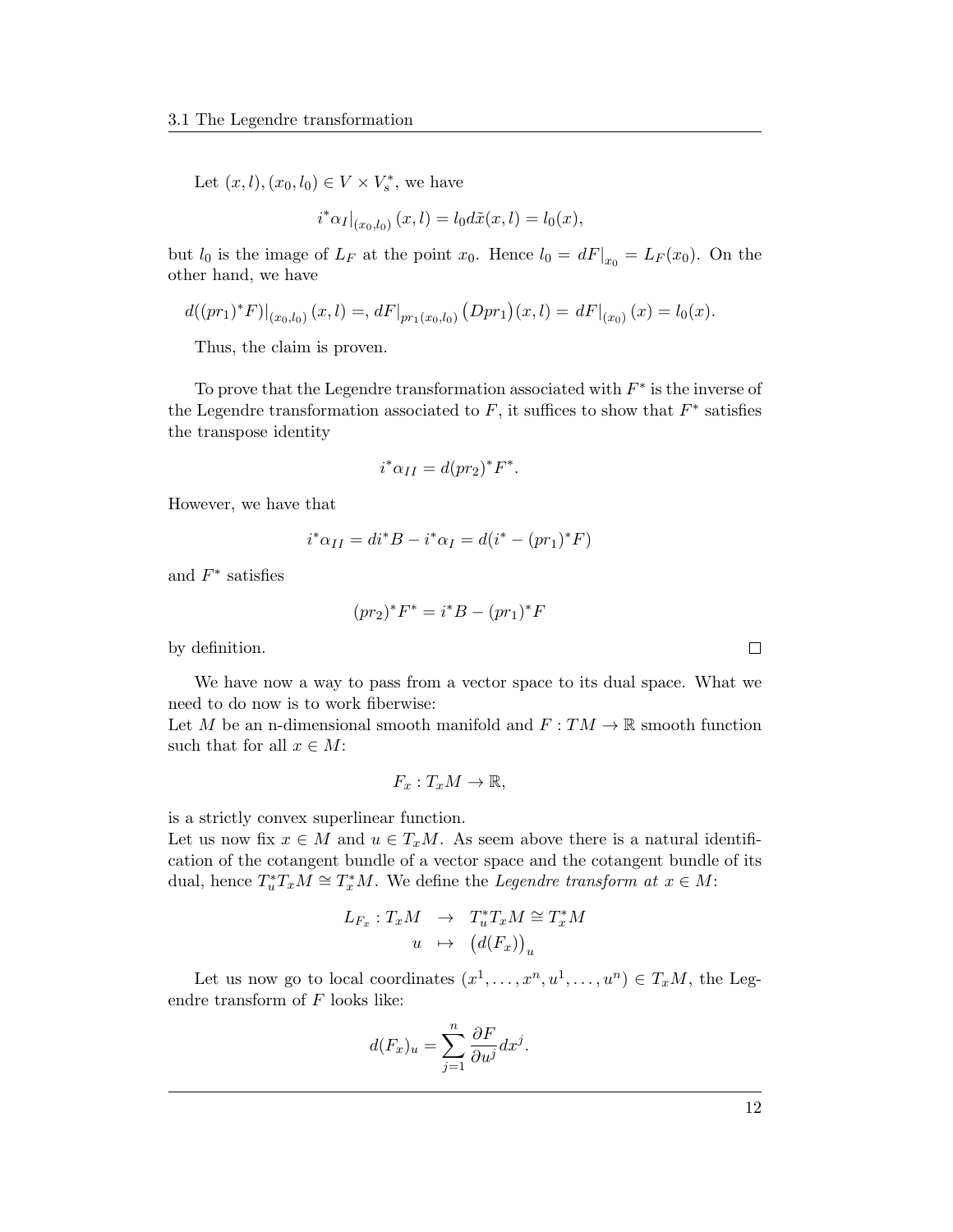Let $(x,l),(x_0,l_0) \in V \times V_s^*$, we have

$$i^*\alpha_I|_{(x_0,l_0)}(x,l) = l_0 d\tilde{x}(x,l) = l_0(x),$$

but $l_0$ is the image of $L_F$ at the point $x_0$. Hence $l_0 = dF|_{x_0} = L_F(x_0)$. On the other hand, we have

$$d((pr_1)^*F)|_{(x_0,l_0)}(x,l) =, dF|_{pr_1(x_0,l_0)}\big(Dpr_1\big)(x,l) = dF|_{(x_0)}(x) = l_0(x).$$

Thus, the claim is proven.

To prove that the Legendre transformation associated with $F^*$ is the inverse of the Legendre transformation associated to $F$, it suffices to show that $F^*$ satisfies the transpose identity

$$i^*\alpha_{II} = d(pr_2)^*F^*.$$

However, we have that

$$i^*\alpha_{II} = di^*B - i^*\alpha_I = d(i^* - (pr_1)^*F)$$

and $F^*$ satisfies

$$(pr_2)^*F^* = i^*B - (pr_1)^*F$$

by definition. □

We have now a way to pass from a vector space to its dual space. What we need to do now is to work fiberwise:
Let $M$ be an n-dimensional smooth manifold and $F : TM \to \mathbb{R}$ smooth function such that for all $x \in M$:

$$F_x : T_xM \to \mathbb{R},$$

is a strictly convex superlinear function.
Let us now fix $x \in M$ and $u \in T_xM$. As seem above there is a natural identification of the cotangent bundle of a vector space and the cotangent bundle of its dual, hence $T_u^*T_xM \cong T_x^*M$. We define the *Legendre transform at* $x \in M$:

$$\begin{array}{rcl} L_{F_x} : T_xM & \to & T_u^*T_xM \cong T_x^*M \\ u & \mapsto & \big(d(F_x)\big)_u \end{array}$$

Let us now go to local coordinates $(x^1,\ldots,x^n,u^1,\ldots,u^n) \in T_xM$, the Legendre transform of $F$ looks like:

$$d(F_x)_u = \sum_{j=1}^{n} \frac{\partial F}{\partial u^j} dx^j.$$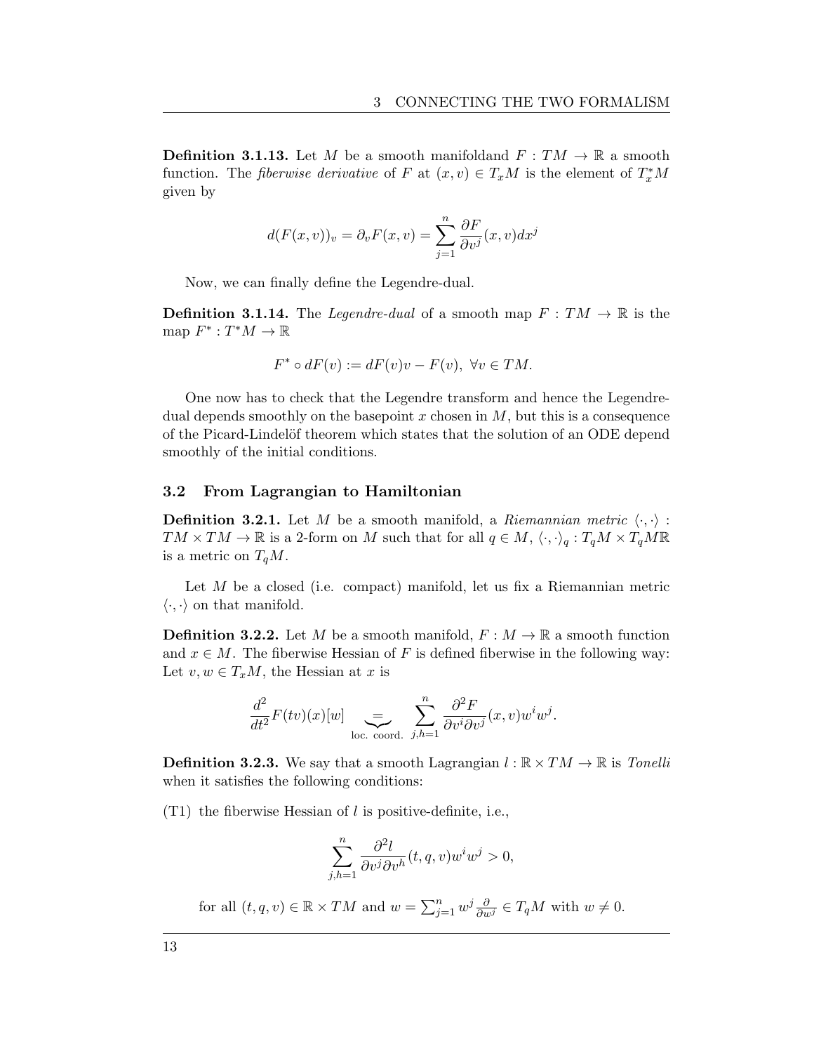**Definition 3.1.13.** Let $M$ be a smooth manifoldand $F : TM \to \mathbb{R}$ a smooth function. The *fiberwise derivative* of $F$ at $(x, v) \in T_xM$ is the element of $T_x^*M$ given by

$$d(F(x,v))_v = \partial_v F(x,v) = \sum_{j=1}^{n} \frac{\partial F}{\partial v^j}(x,v)dx^j$$

Now, we can finally define the Legendre-dual.

**Definition 3.1.14.** The *Legendre-dual* of a smooth map $F : TM \to \mathbb{R}$ is the map $F^* : T^*M \to \mathbb{R}$

$$F^* \circ dF(v) := dF(v)v - F(v), \ \forall v \in TM.$$

One now has to check that the Legendre transform and hence the Legendre-dual depends smoothly on the basepoint $x$ chosen in $M$, but this is a consequence of the Picard-Lindelöf theorem which states that the solution of an ODE depend smoothly of the initial conditions.

## 3.2 From Lagrangian to Hamiltonian

**Definition 3.2.1.** Let $M$ be a smooth manifold, a *Riemannian metric* $\langle \cdot, \cdot \rangle : TM \times TM \to \mathbb{R}$ is a 2-form on $M$ such that for all $q \in M$, $\langle \cdot, \cdot \rangle_q : T_qM \times T_qM\mathbb{R}$ is a metric on $T_qM$.

Let $M$ be a closed (i.e. compact) manifold, let us fix a Riemannian metric $\langle \cdot, \cdot \rangle$ on that manifold.

**Definition 3.2.2.** Let $M$ be a smooth manifold, $F : M \to \mathbb{R}$ a smooth function and $x \in M$. The fiberwise Hessian of $F$ is defined fiberwise in the following way: Let $v, w \in T_xM$, the Hessian at $x$ is

$$\frac{d^2}{dt^2}F(tv)(x)[w] \underbrace{=}_{\text{loc. coord.}} \sum_{j,h=1}^{n} \frac{\partial^2 F}{\partial v^i \partial v^j}(x,v)w^i w^j.$$

**Definition 3.2.3.** We say that a smooth Lagrangian $l : \mathbb{R} \times TM \to \mathbb{R}$ is *Tonelli* when it satisfies the following conditions:

(T1) the fiberwise Hessian of $l$ is positive-definite, i.e.,

$$\sum_{j,h=1}^{n} \frac{\partial^2 l}{\partial v^j \partial v^h}(t,q,v)w^i w^j > 0,$$

for all $(t, q, v) \in \mathbb{R} \times TM$ and $w = \sum_{j=1}^{n} w^j \frac{\partial}{\partial w^j} \in T_qM$ with $w \neq 0$.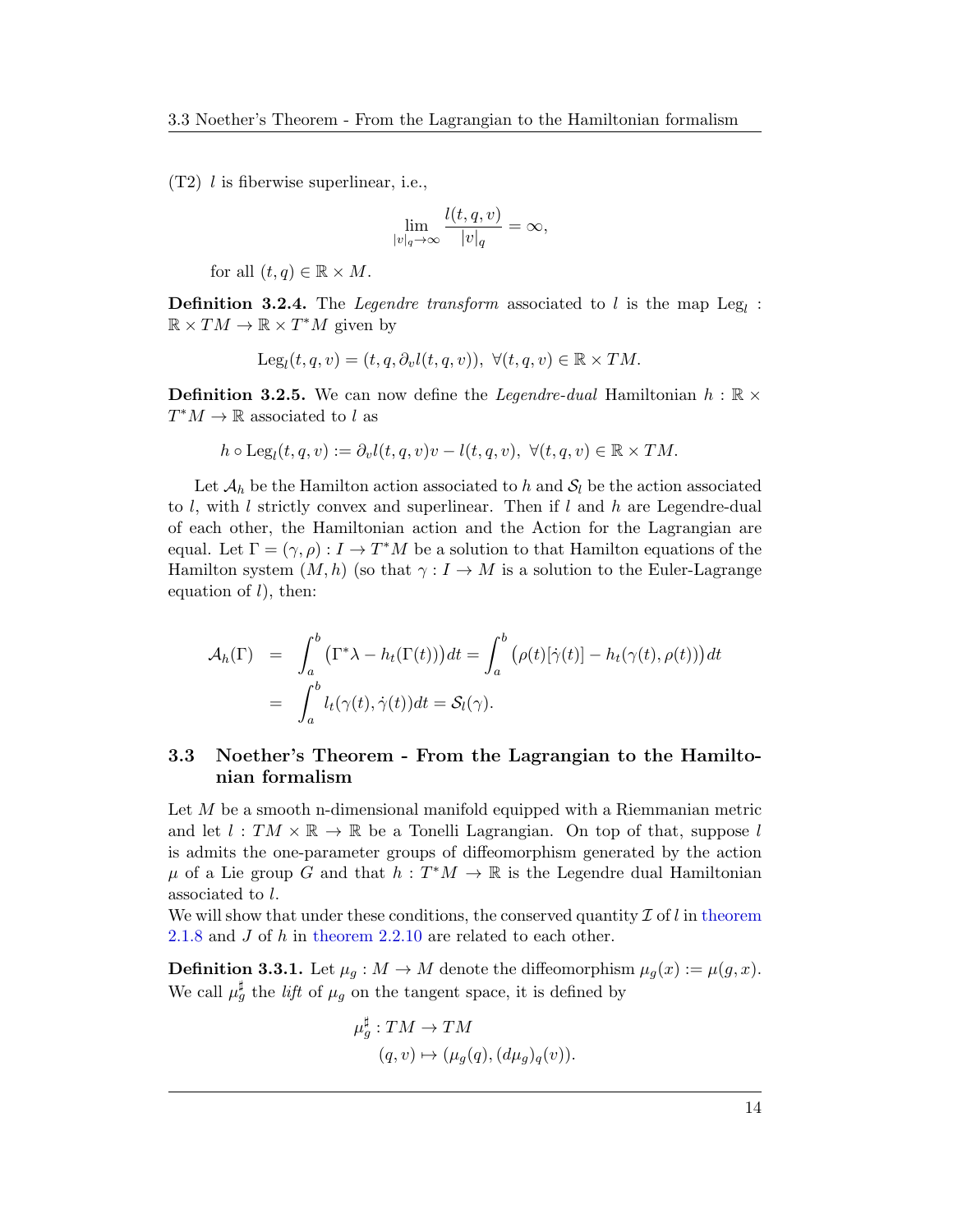(T2) $l$ is fiberwise superlinear, i.e.,

$$\lim_{|v|_q \to \infty} \frac{l(t,q,v)}{|v|_q} = \infty,$$

for all $(t,q) \in \mathbb{R} \times M$.

**Definition 3.2.4.** The *Legendre transform* associated to $l$ is the map $\mathrm{Leg}_l : \mathbb{R} \times TM \to \mathbb{R} \times T^*M$ given by

$$\mathrm{Leg}_l(t,q,v) = (t, q, \partial_v l(t,q,v)), \ \forall (t,q,v) \in \mathbb{R} \times TM.$$

**Definition 3.2.5.** We can now define the *Legendre-dual* Hamiltonian $h : \mathbb{R} \times T^*M \to \mathbb{R}$ associated to $l$ as

$$h \circ \mathrm{Leg}_l(t,q,v) := \partial_v l(t,q,v)v - l(t,q,v), \ \forall (t,q,v) \in \mathbb{R} \times TM.$$

Let $\mathcal{A}_h$ be the Hamilton action associated to $h$ and $\mathcal{S}_l$ be the action associated to $l$, with $l$ strictly convex and superlinear. Then if $l$ and $h$ are Legendre-dual of each other, the Hamiltonian action and the Action for the Lagrangian are equal. Let $\Gamma = (\gamma, \rho) : I \to T^*M$ be a solution to that Hamilton equations of the Hamilton system $(M, h)$ (so that $\gamma : I \to M$ is a solution to the Euler-Lagrange equation of $l$), then:

$$\begin{aligned}
\mathcal{A}_h(\Gamma) &= \int_a^b \left(\Gamma^*\lambda - h_t(\Gamma(t))\right) dt = \int_a^b \left(\rho(t)[\dot\gamma(t)] - h_t(\gamma(t), \rho(t))\right) dt \\
&= \int_a^b l_t(\gamma(t), \dot\gamma(t)) dt = \mathcal{S}_l(\gamma).
\end{aligned}$$

## 3.3 Noether's Theorem - From the Lagrangian to the Hamiltonian formalism

Let $M$ be a smooth n-dimensional manifold equipped with a Riemmanian metric and let $l : TM \times \mathbb{R} \to \mathbb{R}$ be a Tonelli Lagrangian. On top of that, suppose $l$ is admits the one-parameter groups of diffeomorphism generated by the action $\mu$ of a Lie group $G$ and that $h : T^*M \to \mathbb{R}$ is the Legendre dual Hamiltonian associated to $l$.

We will show that under these conditions, the conserved quantity $\mathcal{I}$ of $l$ in theorem 2.1.8 and $J$ of $h$ in theorem 2.2.10 are related to each other.

**Definition 3.3.1.** Let $\mu_g : M \to M$ denote the diffeomorphism $\mu_g(x) := \mu(g, x)$. We call $\mu_g^\sharp$ the *lift* of $\mu_g$ on the tangent space, it is defined by

$$\begin{aligned}
\mu_g^\sharp &: TM \to TM \\
&(q,v) \mapsto (\mu_g(q), (d\mu_g)_q(v)).
\end{aligned}$$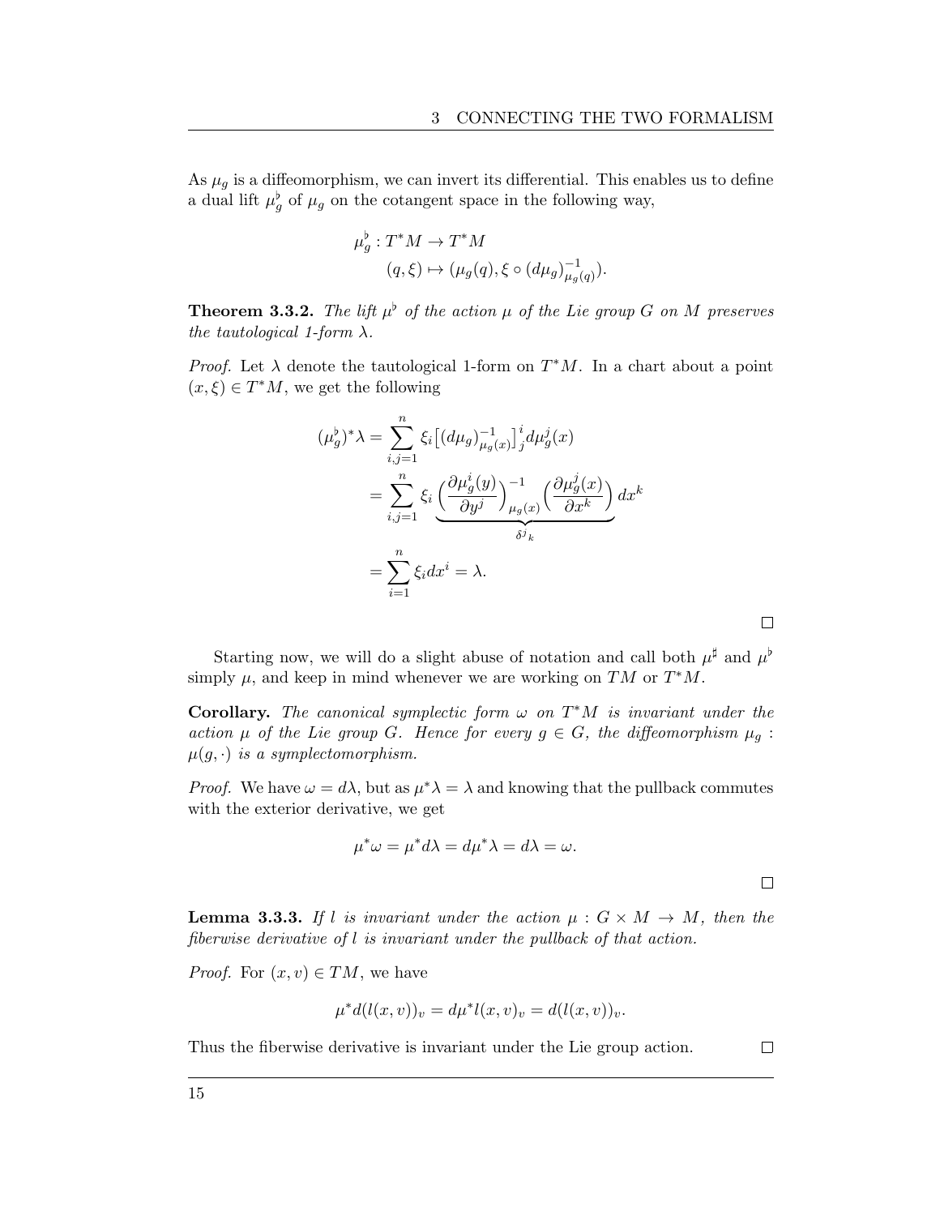As $\mu_g$ is a diffeomorphism, we can invert its differential. This enables us to define a dual lift $\mu_g^\flat$ of $\mu_g$ on the cotangent space in the following way,

$$\begin{aligned}\mu_g^\flat : T^*M &\to T^*M \\ (q, \xi) &\mapsto (\mu_g(q), \xi \circ (d\mu_g)^{-1}_{\mu_g(q)}).\end{aligned}$$

**Theorem 3.3.2.** *The lift $\mu^\flat$ of the action $\mu$ of the Lie group $G$ on $M$ preserves the tautological 1-form $\lambda$.*

*Proof.* Let $\lambda$ denote the tautological 1-form on $T^*M$. In a chart about a point $(x, \xi) \in T^*M$, we get the following

$$\begin{aligned}(\mu_g^\flat)^*\lambda &= \sum_{i,j=1}^n \xi_i \big[(d\mu_g)^{-1}_{\mu_g(x)}\big]^i_{\ j} d\mu_g^j(x) \\ &= \sum_{i,j=1}^n \xi_i \underbrace{\Big(\frac{\partial \mu_g^i(y)}{\partial y^j}\Big)^{-1}_{\mu_g(x)} \Big(\frac{\partial \mu_g^j(x)}{\partial x^k}\Big)}_{\delta^j_{\ k}} dx^k \\ &= \sum_{i=1}^n \xi_i dx^i = \lambda.\end{aligned}$$

□

Starting now, we will do a slight abuse of notation and call both $\mu^\sharp$ and $\mu^\flat$ simply $\mu$, and keep in mind whenever we are working on $TM$ or $T^*M$.

**Corollary.** *The canonical symplectic form $\omega$ on $T^*M$ is invariant under the action $\mu$ of the Lie group $G$. Hence for every $g \in G$, the diffeomorphism $\mu_g : \mu(g, \cdot)$ is a symplectomorphism.*

*Proof.* We have $\omega = d\lambda$, but as $\mu^*\lambda = \lambda$ and knowing that the pullback commutes with the exterior derivative, we get

$$\mu^*\omega = \mu^* d\lambda = d\mu^*\lambda = d\lambda = \omega.$$

□

**Lemma 3.3.3.** *If $l$ is invariant under the action $\mu : G \times M \to M$, then the fiberwise derivative of $l$ is invariant under the pullback of that action.*

*Proof.* For $(x, v) \in TM$, we have

$$\mu^* d(l(x, v))_v = d\mu^* l(x, v)_v = d(l(x, v))_v.$$

Thus the fiberwise derivative is invariant under the Lie group action. □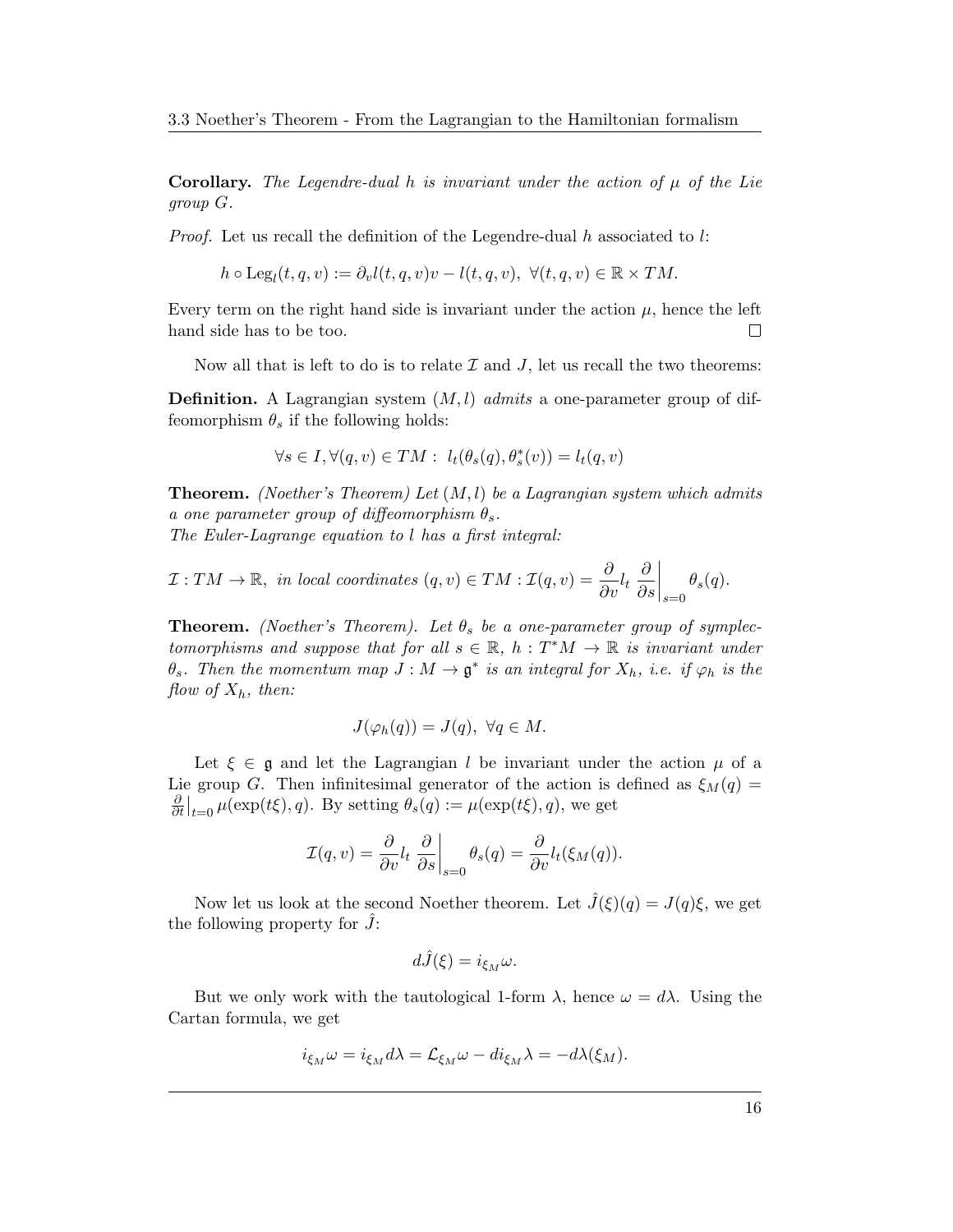**Corollary.** *The Legendre-dual $h$ is invariant under the action of $\mu$ of the Lie group $G$.*

*Proof.* Let us recall the definition of the Legendre-dual $h$ associated to $l$:

$$h \circ \mathrm{Leg}_l(t, q, v) := \partial_v l(t, q, v)v - l(t, q, v), \ \forall (t, q, v) \in \mathbb{R} \times TM.$$

Every term on the right hand side is invariant under the action $\mu$, hence the left hand side has to be too. $\square$

Now all that is left to do is to relate $\mathcal{I}$ and $J$, let us recall the two theorems:

**Definition.** A Lagrangian system $(M, l)$ *admits* a one-parameter group of diffeomorphism $\theta_s$ if the following holds:

$$\forall s \in I, \forall (q, v) \in TM : \ l_t(\theta_s(q), \theta_s^*(v)) = l_t(q, v)$$

**Theorem.** *(Noether's Theorem) Let $(M, l)$ be a Lagrangian system which admits a one parameter group of diffeomorphism $\theta_s$.*
*The Euler-Lagrange equation to $l$ has a first integral:*

$$\mathcal{I} : TM \to \mathbb{R}, \ \textit{in local coordinates } (q, v) \in TM : \mathcal{I}(q, v) = \frac{\partial}{\partial v} l_t \left. \frac{\partial}{\partial s} \right|_{s=0} \theta_s(q).$$

**Theorem.** *(Noether's Theorem). Let $\theta_s$ be a one-parameter group of symplectomorphisms and suppose that for all $s \in \mathbb{R}$, $h : T^*M \to \mathbb{R}$ is invariant under $\theta_s$. Then the momentum map $J : M \to \mathfrak{g}^*$ is an integral for $X_h$, i.e. if $\varphi_h$ is the flow of $X_h$, then:*

$$J(\varphi_h(q)) = J(q), \ \forall q \in M.$$

Let $\xi \in \mathfrak{g}$ and let the Lagrangian $l$ be invariant under the action $\mu$ of a Lie group $G$. Then infinitesimal generator of the action is defined as $\xi_M(q) = \left.\frac{\partial}{\partial t}\right|_{t=0} \mu(\exp(t\xi), q)$. By setting $\theta_s(q) := \mu(\exp(t\xi), q)$, we get

$$\mathcal{I}(q, v) = \frac{\partial}{\partial v} l_t \left. \frac{\partial}{\partial s} \right|_{s=0} \theta_s(q) = \frac{\partial}{\partial v} l_t(\xi_M(q)).$$

Now let us look at the second Noether theorem. Let $\hat{J}(\xi)(q) = J(q)\xi$, we get the following property for $\hat{J}$:

$$d\hat{J}(\xi) = i_{\xi_M} \omega.$$

But we only work with the tautological 1-form $\lambda$, hence $\omega = d\lambda$. Using the Cartan formula, we get

$$i_{\xi_M} \omega = i_{\xi_M} d\lambda = \mathcal{L}_{\xi_M} \omega - d i_{\xi_M} \lambda = -d\lambda(\xi_M).$$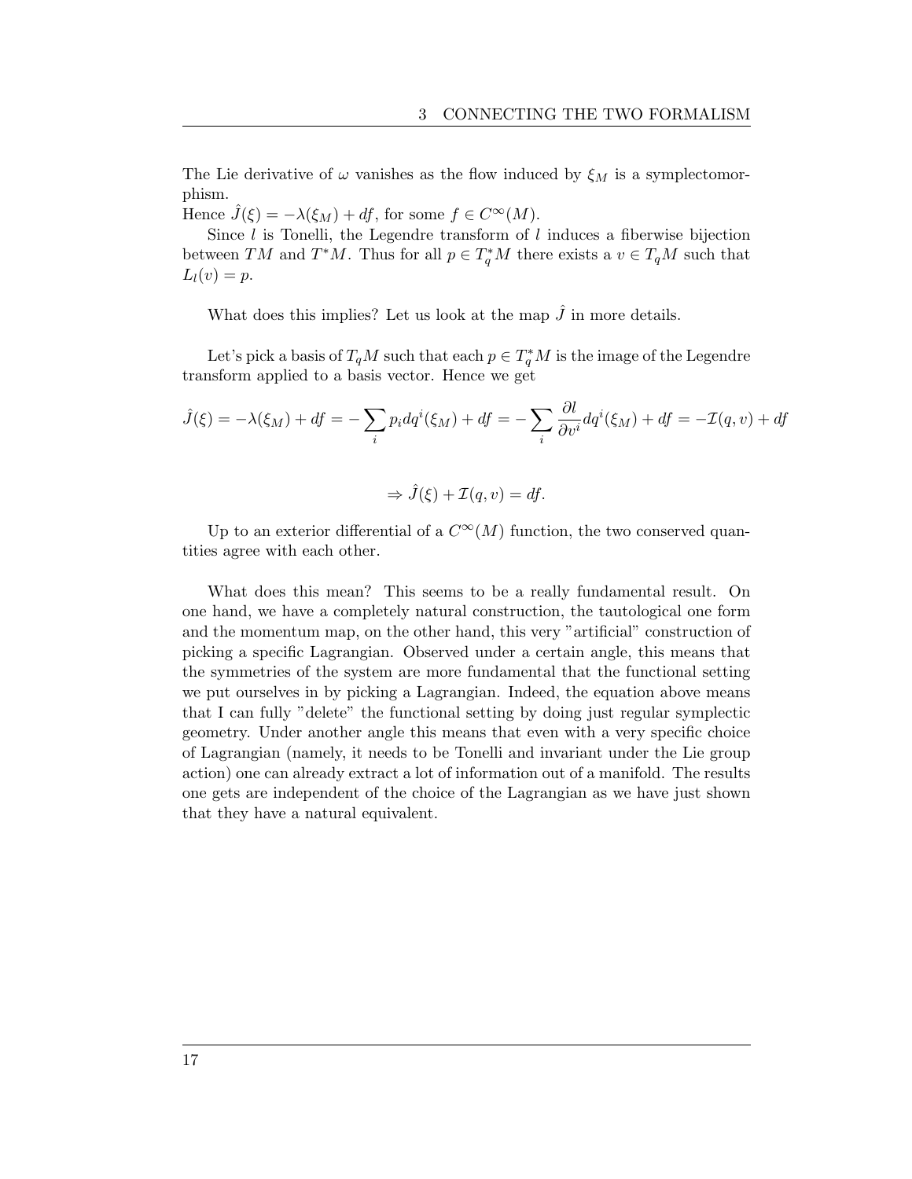The Lie derivative of $\omega$ vanishes as the flow induced by $\xi_M$ is a symplectomorphism.
Hence $\hat{J}(\xi) = -\lambda(\xi_M) + df$, for some $f \in C^\infty(M)$.

Since $l$ is Tonelli, the Legendre transform of $l$ induces a fiberwise bijection between $TM$ and $T^*M$. Thus for all $p \in T^*_q M$ there exists a $v \in T_q M$ such that $L_l(v) = p$.

What does this implies? Let us look at the map $\hat{J}$ in more details.

Let's pick a basis of $T_q M$ such that each $p \in T^*_q M$ is the image of the Legendre transform applied to a basis vector. Hence we get

$$\hat{J}(\xi) = -\lambda(\xi_M) + df = -\sum_i p_i dq^i(\xi_M) + df = -\sum_i \frac{\partial l}{\partial v^i} dq^i(\xi_M) + df = -\mathcal{I}(q, v) + df$$

$$\Rightarrow \hat{J}(\xi) + \mathcal{I}(q, v) = df.$$

Up to an exterior differential of a $C^\infty(M)$ function, the two conserved quantities agree with each other.

What does this mean? This seems to be a really fundamental result. On one hand, we have a completely natural construction, the tautological one form and the momentum map, on the other hand, this very "artificial" construction of picking a specific Lagrangian. Observed under a certain angle, this means that the symmetries of the system are more fundamental that the functional setting we put ourselves in by picking a Lagrangian. Indeed, the equation above means that I can fully "delete" the functional setting by doing just regular symplectic geometry. Under another angle this means that even with a very specific choice of Lagrangian (namely, it needs to be Tonelli and invariant under the Lie group action) one can already extract a lot of information out of a manifold. The results one gets are independent of the choice of the Lagrangian as we have just shown that they have a natural equivalent.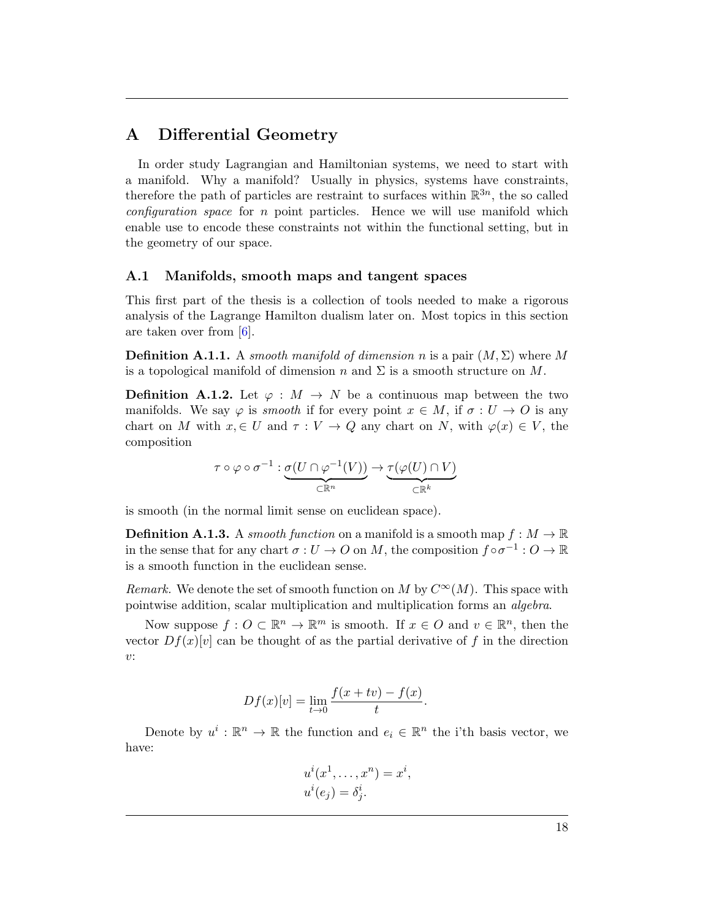# A Differential Geometry

In order study Lagrangian and Hamiltonian systems, we need to start with a manifold. Why a manifold? Usually in physics, systems have constraints, therefore the path of particles are restraint to surfaces within $\mathbb{R}^{3n}$, the so called *configuration space* for $n$ point particles. Hence we will use manifold which enable use to encode these constraints not within the functional setting, but in the geometry of our space.

## A.1 Manifolds, smooth maps and tangent spaces

This first part of the thesis is a collection of tools needed to make a rigorous analysis of the Lagrange Hamilton dualism later on. Most topics in this section are taken over from [6].

**Definition A.1.1.** A *smooth manifold of dimension* $n$ is a pair $(M, \Sigma)$ where $M$ is a topological manifold of dimension $n$ and $\Sigma$ is a smooth structure on $M$.

**Definition A.1.2.** Let $\varphi : M \to N$ be a continuous map between the two manifolds. We say $\varphi$ is *smooth* if for every point $x \in M$, if $\sigma : U \to O$ is any chart on $M$ with $x, \in U$ and $\tau : V \to Q$ any chart on $N$, with $\varphi(x) \in V$, the composition

$$\tau \circ \varphi \circ \sigma^{-1} : \underbrace{\sigma(U \cap \varphi^{-1}(V))}_{\subset \mathbb{R}^n} \to \underbrace{\tau(\varphi(U) \cap V)}_{\subset \mathbb{R}^k}$$

is smooth (in the normal limit sense on euclidean space).

**Definition A.1.3.** A *smooth function* on a manifold is a smooth map $f : M \to \mathbb{R}$ in the sense that for any chart $\sigma : U \to O$ on $M$, the composition $f \circ \sigma^{-1} : O \to \mathbb{R}$ is a smooth function in the euclidean sense.

*Remark.* We denote the set of smooth function on $M$ by $C^\infty(M)$. This space with pointwise addition, scalar multiplication and multiplication forms an *algebra*.

Now suppose $f : O \subset \mathbb{R}^n \to \mathbb{R}^m$ is smooth. If $x \in O$ and $v \in \mathbb{R}^n$, then the vector $Df(x)[v]$ can be thought of as the partial derivative of $f$ in the direction $v$:

$$Df(x)[v] = \lim_{t \to 0} \frac{f(x + tv) - f(x)}{t}.$$

Denote by $u^i : \mathbb{R}^n \to \mathbb{R}$ the function and $e_i \in \mathbb{R}^n$ the i'th basis vector, we have:

$$u^i(x^1, \ldots, x^n) = x^i,$$
$$u^i(e_j) = \delta^i_j.$$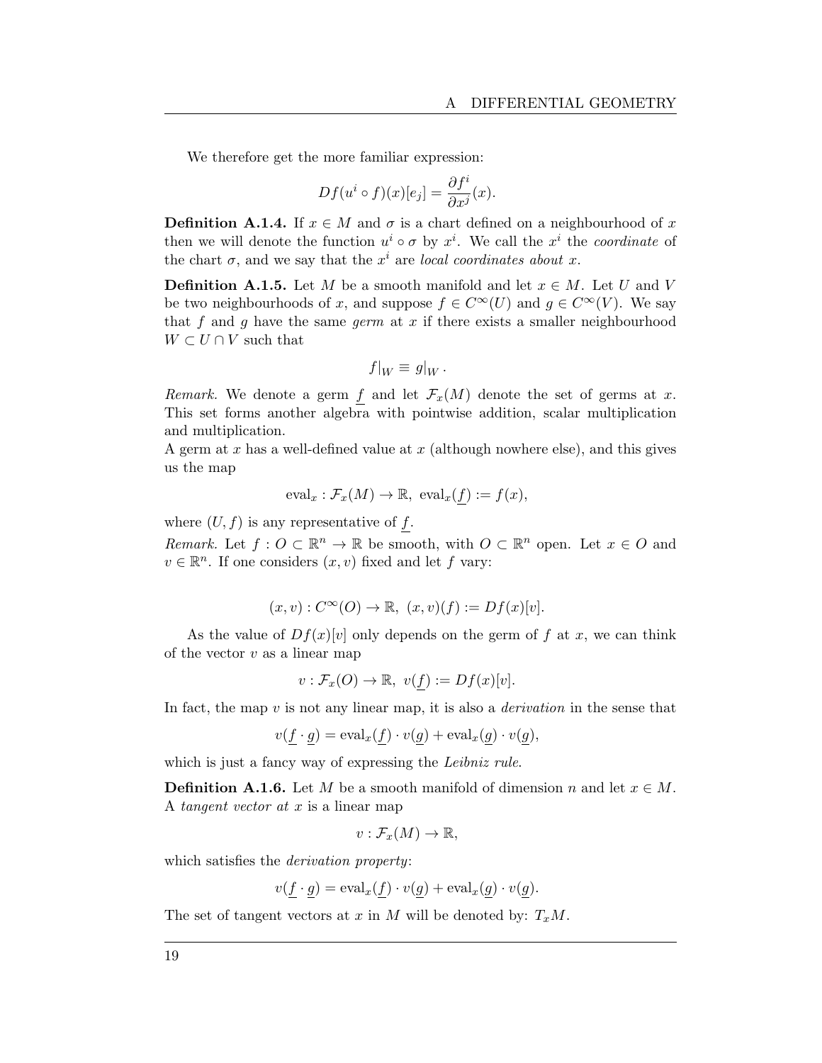We therefore get the more familiar expression:

$$Df(u^i \circ f)(x)[e_j] = \frac{\partial f^i}{\partial x^j}(x).$$

**Definition A.1.4.** If $x \in M$ and $\sigma$ is a chart defined on a neighbourhood of $x$ then we will denote the function $u^i \circ \sigma$ by $x^i$. We call the $x^i$ the *coordinate* of the chart $\sigma$, and we say that the $x^i$ are *local coordinates about* $x$.

**Definition A.1.5.** Let $M$ be a smooth manifold and let $x \in M$. Let $U$ and $V$ be two neighbourhoods of $x$, and suppose $f \in C^\infty(U)$ and $g \in C^\infty(V)$. We say that $f$ and $g$ have the same *germ* at $x$ if there exists a smaller neighbourhood $W \subset U \cap V$ such that

$$f|_W \equiv g|_W .$$

*Remark.* We denote a germ $\underline{f}$ and let $\mathcal{F}_x(M)$ denote the set of germs at $x$. This set forms another algebra with pointwise addition, scalar multiplication and multiplication.

A germ at $x$ has a well-defined value at $x$ (although nowhere else), and this gives us the map

$$\text{eval}_x : \mathcal{F}_x(M) \to \mathbb{R},\ \text{eval}_x(\underline{f}) := f(x),$$

where $(U, f)$ is any representative of $\underline{f}$.

*Remark.* Let $f : O \subset \mathbb{R}^n \to \mathbb{R}$ be smooth, with $O \subset \mathbb{R}^n$ open. Let $x \in O$ and $v \in \mathbb{R}^n$. If one considers $(x, v)$ fixed and let $f$ vary:

$$(x, v) : C^\infty(O) \to \mathbb{R},\ (x, v)(f) := Df(x)[v].$$

As the value of $Df(x)[v]$ only depends on the germ of $f$ at $x$, we can think of the vector $v$ as a linear map

$$v : \mathcal{F}_x(O) \to \mathbb{R},\ v(\underline{f}) := Df(x)[v].$$

In fact, the map $v$ is not any linear map, it is also a *derivation* in the sense that

$$v(\underline{f} \cdot \underline{g}) = \text{eval}_x(\underline{f}) \cdot v(\underline{g}) + \text{eval}_x(\underline{g}) \cdot v(\underline{g}),$$

which is just a fancy way of expressing the *Leibniz rule*.

**Definition A.1.6.** Let $M$ be a smooth manifold of dimension $n$ and let $x \in M$. A *tangent vector at* $x$ is a linear map

$$v : \mathcal{F}_x(M) \to \mathbb{R},$$

which satisfies the *derivation property*:

$$v(\underline{f} \cdot \underline{g}) = \text{eval}_x(\underline{f}) \cdot v(\underline{g}) + \text{eval}_x(\underline{g}) \cdot v(\underline{g}).$$

The set of tangent vectors at $x$ in $M$ will be denoted by: $T_xM$.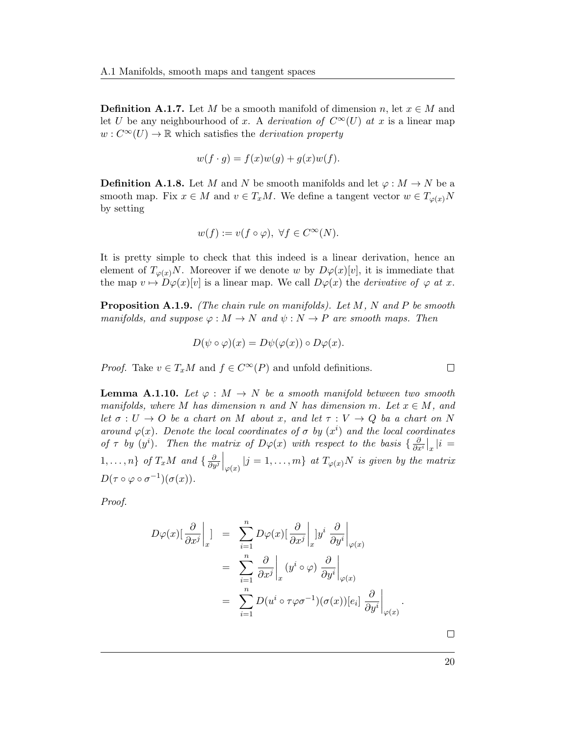**Definition A.1.7.** Let $M$ be a smooth manifold of dimension $n$, let $x \in M$ and let $U$ be any neighbourhood of $x$. A *derivation of* $C^\infty(U)$ *at* $x$ is a linear map $w : C^\infty(U) \to \mathbb{R}$ which satisfies the *derivation property*

$$w(f \cdot g) = f(x)w(g) + g(x)w(f).$$

**Definition A.1.8.** Let $M$ and $N$ be smooth manifolds and let $\varphi : M \to N$ be a smooth map. Fix $x \in M$ and $v \in T_xM$. We define a tangent vector $w \in T_{\varphi(x)}N$ by setting

$$w(f) := v(f \circ \varphi), \ \forall f \in C^\infty(N).$$

It is pretty simple to check that this indeed is a linear derivation, hence an element of $T_{\varphi(x)}N$. Moreover if we denote $w$ by $D\varphi(x)[v]$, it is immediate that the map $v \mapsto D\varphi(x)[v]$ is a linear map. We call $D\varphi(x)$ the *derivative of* $\varphi$ *at* $x$.

**Proposition A.1.9.** *(The chain rule on manifolds). Let $M$, $N$ and $P$ be smooth manifolds, and suppose $\varphi : M \to N$ and $\psi : N \to P$ are smooth maps. Then*

$$D(\psi \circ \varphi)(x) = D\psi(\varphi(x)) \circ D\varphi(x).$$

*Proof.* Take $v \in T_xM$ and $f \in C^\infty(P)$ and unfold definitions. □

**Lemma A.1.10.** *Let $\varphi : M \to N$ be a smooth manifold between two smooth manifolds, where $M$ has dimension $n$ and $N$ has dimension $m$. Let $x \in M$, and let $\sigma : U \to O$ be a chart on $M$ about $x$, and let $\tau : V \to Q$ ba a chart on $N$ around $\varphi(x)$. Denote the local coordinates of $\sigma$ by $(x^i)$ and the local coordinates of $\tau$ by $(y^i)$. Then the matrix of $D\varphi(x)$ with respect to the basis $\{ \frac{\partial}{\partial x^i}\big|_x | i = 1, \ldots, n\}$ of $T_xM$ and $\{ \frac{\partial}{\partial y^j}\big|_{\varphi(x)} | j = 1, \ldots, m\}$ at $T_{\varphi(x)}N$ is given by the matrix $D(\tau \circ \varphi \circ \sigma^{-1})(\sigma(x))$.*

*Proof.*

$$\begin{aligned}
D\varphi(x)[\left.\frac{\partial}{\partial x^j}\right|_x] &= \sum_{i=1}^{n} D\varphi(x)[\left.\frac{\partial}{\partial x^j}\right|_x] y^i \left.\frac{\partial}{\partial y^i}\right|_{\varphi(x)} \\
&= \sum_{i=1}^{n} \left.\frac{\partial}{\partial x^j}\right|_x (y^i \circ \varphi) \left.\frac{\partial}{\partial y^i}\right|_{\varphi(x)} \\
&= \sum_{i=1}^{n} D(u^i \circ \tau\varphi\sigma^{-1})(\sigma(x))[e_i] \left.\frac{\partial}{\partial y^i}\right|_{\varphi(x)}.
\end{aligned}$$

□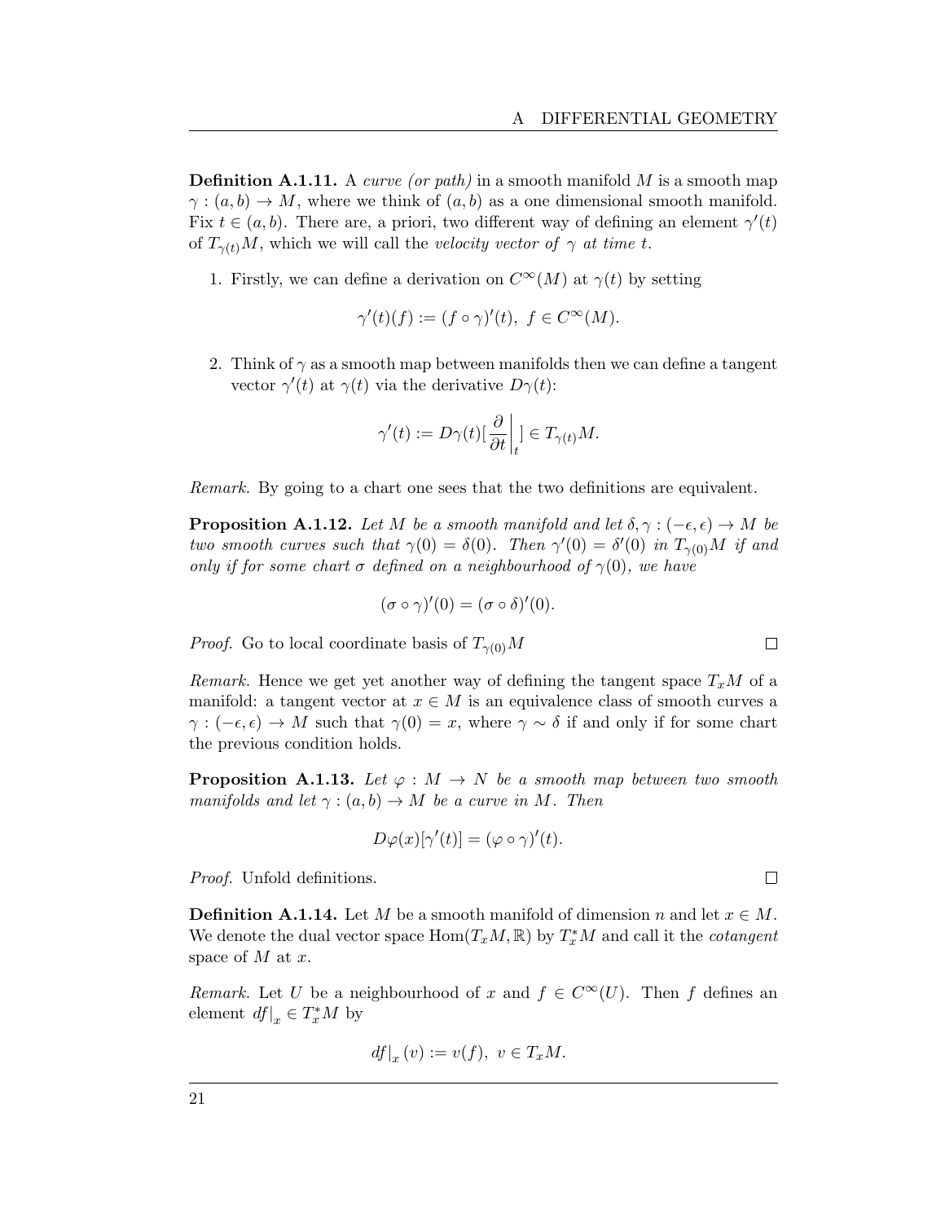**Definition A.1.11.** A *curve (or path)* in a smooth manifold $M$ is a smooth map $\gamma : (a, b) \to M$, where we think of $(a, b)$ as a one dimensional smooth manifold. Fix $t \in (a, b)$. There are, a priori, two different way of defining an element $\gamma'(t)$ of $T_{\gamma(t)}M$, which we will call the *velocity vector of $\gamma$ at time $t$.*

1. Firstly, we can define a derivation on $C^\infty(M)$ at $\gamma(t)$ by setting

$$\gamma'(t)(f) := (f \circ \gamma)'(t), \; f \in C^\infty(M).$$

2. Think of $\gamma$ as a smooth map between manifolds then we can define a tangent vector $\gamma'(t)$ at $\gamma(t)$ via the derivative $D\gamma(t)$:

$$\gamma'(t) := D\gamma(t)[\left.\frac{\partial}{\partial t}\right|_t] \in T_{\gamma(t)}M.$$

*Remark.* By going to a chart one sees that the two definitions are equivalent.

**Proposition A.1.12.** *Let $M$ be a smooth manifold and let $\delta, \gamma : (-\epsilon, \epsilon) \to M$ be two smooth curves such that $\gamma(0) = \delta(0)$. Then $\gamma'(0) = \delta'(0)$ in $T_{\gamma(0)}M$ if and only if for some chart $\sigma$ defined on a neighbourhood of $\gamma(0)$, we have*

$$(\sigma \circ \gamma)'(0) = (\sigma \circ \delta)'(0).$$

*Proof.* Go to local coordinate basis of $T_{\gamma(0)}M$ □

*Remark.* Hence we get yet another way of defining the tangent space $T_xM$ of a manifold: a tangent vector at $x \in M$ is an equivalence class of smooth curves a $\gamma : (-\epsilon, \epsilon) \to M$ such that $\gamma(0) = x$, where $\gamma \sim \delta$ if and only if for some chart the previous condition holds.

**Proposition A.1.13.** *Let $\varphi : M \to N$ be a smooth map between two smooth manifolds and let $\gamma : (a, b) \to M$ be a curve in $M$. Then*

$$D\varphi(x)[\gamma'(t)] = (\varphi \circ \gamma)'(t).$$

*Proof.* Unfold definitions. □

**Definition A.1.14.** Let $M$ be a smooth manifold of dimension $n$ and let $x \in M$. We denote the dual vector space $\mathrm{Hom}(T_xM, \mathbb{R})$ by $T_x^*M$ and call it the *cotangent* space of $M$ at $x$.

*Remark.* Let $U$ be a neighbourhood of $x$ and $f \in C^\infty(U)$. Then $f$ defines an element $\left.df\right|_x \in T_x^*M$ by

$$\left.df\right|_x (v) := v(f), \; v \in T_xM.$$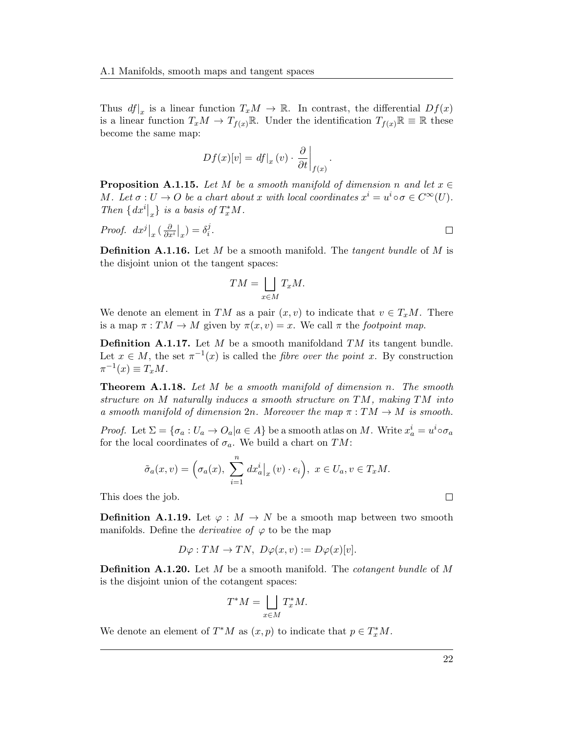Thus $df|_x$ is a linear function $T_xM \to \mathbb{R}$. In contrast, the differential $Df(x)$ is a linear function $T_xM \to T_{f(x)}\mathbb{R}$. Under the identification $T_{f(x)}\mathbb{R} \equiv \mathbb{R}$ these become the same map:

$$Df(x)[v] = df|_x(v) \cdot \left.\frac{\partial}{\partial t}\right|_{f(x)}.$$

**Proposition A.1.15.** *Let $M$ be a smooth manifold of dimension $n$ and let $x \in M$. Let $\sigma : U \to O$ be a chart about $x$ with local coordinates $x^i = u^i \circ \sigma \in C^\infty(U)$. Then $\{dx^i|_x\}$ is a basis of $T_x^*M$.*

*Proof.* $dx^j|_x(\frac{\partial}{\partial x^i}|_x) = \delta_i^j$. $\square$

**Definition A.1.16.** Let $M$ be a smooth manifold. The *tangent bundle* of $M$ is the disjoint union ot the tangent spaces:

$$TM = \bigsqcup_{x\in M} T_xM.$$

We denote an element in $TM$ as a pair $(x, v)$ to indicate that $v \in T_xM$. There is a map $\pi : TM \to M$ given by $\pi(x, v) = x$. We call $\pi$ the *footpoint map*.

**Definition A.1.17.** Let $M$ be a smooth manifoldand $TM$ its tangent bundle. Let $x \in M$, the set $\pi^{-1}(x)$ is called the *fibre over the point $x$*. By construction $\pi^{-1}(x) \equiv T_xM$.

**Theorem A.1.18.** *Let $M$ be a smooth manifold of dimension $n$. The smooth structure on $M$ naturally induces a smooth structure on $TM$, making $TM$ into a smooth manifold of dimension $2n$. Moreover the map $\pi : TM \to M$ is smooth.*

*Proof.* Let $\Sigma = \{\sigma_a : U_a \to O_a | a \in A\}$ be a smooth atlas on $M$. Write $x_a^i = u^i \circ \sigma_a$ for the local coordinates of $\sigma_a$. We build a chart on $TM$:

$$\tilde{\sigma}_a(x, v) = \Big(\sigma_a(x),\ \sum_{i=1}^n dx_a^i\big|_x(v) \cdot e_i\Big),\ x \in U_a, v \in T_xM.$$

This does the job. $\square$

**Definition A.1.19.** Let $\varphi : M \to N$ be a smooth map between two smooth manifolds. Define the *derivative of* $\varphi$ to be the map

$$D\varphi : TM \to TN,\ D\varphi(x, v) := D\varphi(x)[v].$$

**Definition A.1.20.** Let $M$ be a smooth manifold. The *cotangent bundle* of $M$ is the disjoint union of the cotangent spaces:

$$T^*M = \bigsqcup_{x\in M} T_x^*M.$$

We denote an element of $T^*M$ as $(x, p)$ to indicate that $p \in T_x^*M$.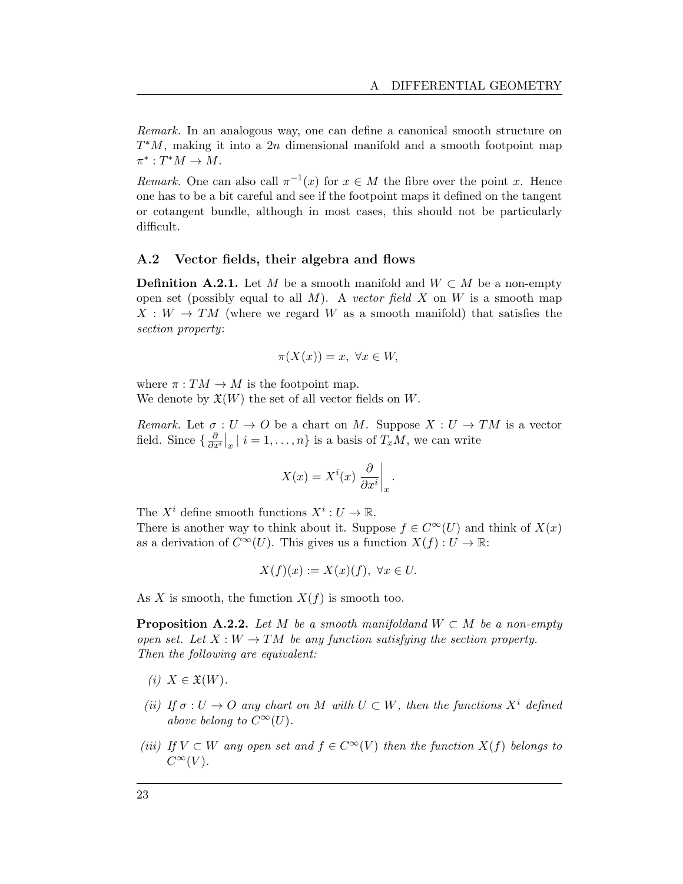*Remark.* In an analogous way, one can define a canonical smooth structure on $T^*M$, making it into a $2n$ dimensional manifold and a smooth footpoint map $\pi^* : T^*M \to M$.

*Remark.* One can also call $\pi^{-1}(x)$ for $x \in M$ the fibre over the point $x$. Hence one has to be a bit careful and see if the footpoint maps it defined on the tangent or cotangent bundle, although in most cases, this should not be particularly difficult.

### A.2 Vector fields, their algebra and flows

**Definition A.2.1.** Let $M$ be a smooth manifold and $W \subset M$ be a non-empty open set (possibly equal to all $M$). A *vector field* $X$ on $W$ is a smooth map $X : W \to TM$ (where we regard $W$ as a smooth manifold) that satisfies the *section property*:

$$\pi(X(x)) = x, \ \forall x \in W,$$

where $\pi : TM \to M$ is the footpoint map.
We denote by $\mathfrak{X}(W)$ the set of all vector fields on $W$.

*Remark.* Let $\sigma : U \to O$ be a chart on $M$. Suppose $X : U \to TM$ is a vector field. Since $\{ \frac{\partial}{\partial x^i}\big|_x \mid i = 1, \dots, n\}$ is a basis of $T_xM$, we can write

$$X(x) = X^i(x) \left. \frac{\partial}{\partial x^i} \right|_x .$$

The $X^i$ define smooth functions $X^i : U \to \mathbb{R}$.
There is another way to think about it. Suppose $f \in C^\infty(U)$ and think of $X(x)$ as a derivation of $C^\infty(U)$. This gives us a function $X(f) : U \to \mathbb{R}$:

$$X(f)(x) := X(x)(f), \ \forall x \in U.$$

As $X$ is smooth, the function $X(f)$ is smooth too.

**Proposition A.2.2.** *Let $M$ be a smooth manifoldand $W \subset M$ be a non-empty open set. Let $X : W \to TM$ be any function satisfying the section property. Then the following are equivalent:*

*(i) $X \in \mathfrak{X}(W)$.*

*(ii) If $\sigma : U \to O$ any chart on $M$ with $U \subset W$, then the functions $X^i$ defined above belong to $C^\infty(U)$.*

*(iii) If $V \subset W$ any open set and $f \in C^\infty(V)$ then the function $X(f)$ belongs to $C^\infty(V)$.*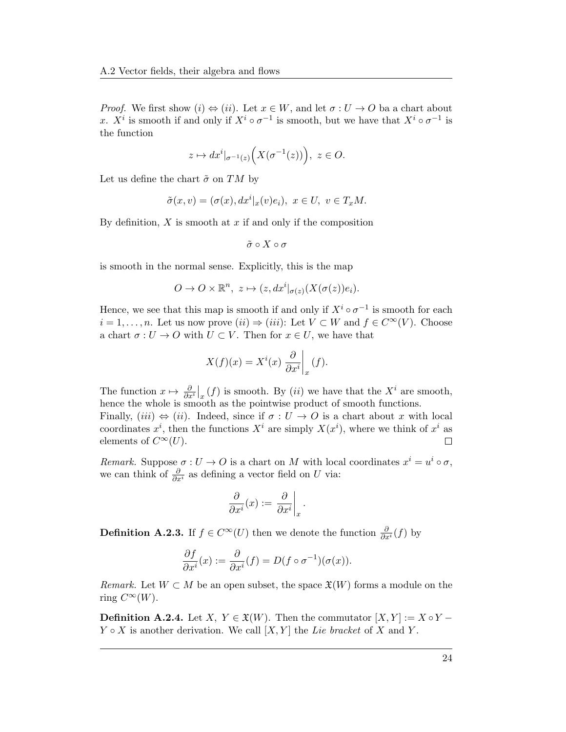*Proof.* We first show $(i) \Leftrightarrow (ii)$. Let $x \in W$, and let $\sigma : U \to O$ ba a chart about $x$. $X^i$ is smooth if and only if $X^i \circ \sigma^{-1}$ is smooth, but we have that $X^i \circ \sigma^{-1}$ is the function

$$z \mapsto dx^i|_{\sigma^{-1}(z)}\Big(X(\sigma^{-1}(z))\Big),\ z \in O.$$

Let us define the chart $\tilde{\sigma}$ on $TM$ by

$$\tilde{\sigma}(x, v) = (\sigma(x), dx^i|_x(v)e_i),\ x \in U,\ v \in T_xM.$$

By definition, $X$ is smooth at $x$ if and only if the composition

$$\tilde{\sigma} \circ X \circ \sigma$$

is smooth in the normal sense. Explicitly, this is the map

$$O \to O \times \mathbb{R}^n,\ z \mapsto (z, dx^i|_{\sigma(z)}(X(\sigma(z))e_i).$$

Hence, we see that this map is smooth if and only if $X^i \circ \sigma^{-1}$ is smooth for each $i = 1, \ldots, n$. Let us now prove $(ii) \Rightarrow (iii)$: Let $V \subset W$ and $f \in C^\infty(V)$. Choose a chart $\sigma : U \to O$ with $U \subset V$. Then for $x \in U$, we have that

$$X(f)(x) = X^i(x)\ \frac{\partial}{\partial x^i}\bigg|_x (f).$$

The function $x \mapsto \frac{\partial}{\partial x^i}\big|_x (f)$ is smooth. By $(ii)$ we have that the $X^i$ are smooth, hence the whole is smooth as the pointwise product of smooth functions.
Finally, $(iii) \Leftrightarrow (ii)$. Indeed, since if $\sigma : U \to O$ is a chart about $x$ with local coordinates $x^i$, then the functions $X^i$ are simply $X(x^i)$, where we think of $x^i$ as elements of $C^\infty(U)$. $\square$

*Remark.* Suppose $\sigma : U \to O$ is a chart on $M$ with local coordinates $x^i = u^i \circ \sigma$, we can think of $\frac{\partial}{\partial x^i}$ as defining a vector field on $U$ via:

$$\frac{\partial}{\partial x^i}(x) := \frac{\partial}{\partial x^i}\bigg|_x.$$

**Definition A.2.3.** If $f \in C^\infty(U)$ then we denote the function $\frac{\partial}{\partial x^i}(f)$ by

$$\frac{\partial f}{\partial x^i}(x) := \frac{\partial}{\partial x^i}(f) = D(f \circ \sigma^{-1})(\sigma(x)).$$

*Remark.* Let $W \subset M$ be an open subset, the space $\mathfrak{X}(W)$ forms a module on the ring $C^\infty(W)$.

**Definition A.2.4.** Let $X,\ Y \in \mathfrak{X}(W)$. Then the commutator $[X, Y] := X \circ Y - Y \circ X$ is another derivation. We call $[X, Y]$ the *Lie bracket* of $X$ and $Y$.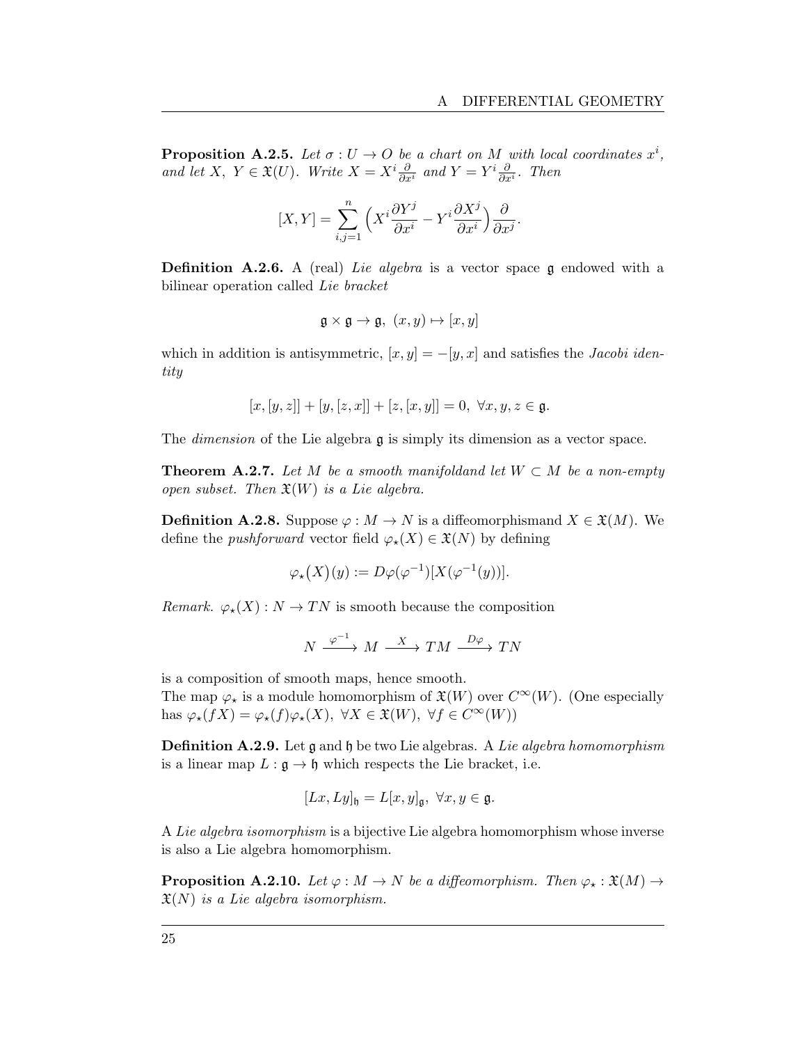**Proposition A.2.5.** *Let $\sigma : U \to O$ be a chart on $M$ with local coordinates $x^i$, and let $X,\ Y \in \mathfrak{X}(U)$. Write $X = X^i \frac{\partial}{\partial x^i}$ and $Y = Y^i \frac{\partial}{\partial x^i}$. Then*

$$[X, Y] = \sum_{i,j=1}^{n} \Big( X^i \frac{\partial Y^j}{\partial x^i} - Y^i \frac{\partial X^j}{\partial x^i} \Big) \frac{\partial}{\partial x^j}.$$

**Definition A.2.6.** A (real) *Lie algebra* is a vector space $\mathfrak{g}$ endowed with a bilinear operation called *Lie bracket*

$$\mathfrak{g} \times \mathfrak{g} \to \mathfrak{g},\ (x, y) \mapsto [x, y]$$

which in addition is antisymmetric, $[x, y] = -[y, x]$ and satisfies the *Jacobi identity*

$$[x, [y, z]] + [y, [z, x]] + [z, [x, y]] = 0,\ \forall x, y, z \in \mathfrak{g}.$$

The *dimension* of the Lie algebra $\mathfrak{g}$ is simply its dimension as a vector space.

**Theorem A.2.7.** *Let $M$ be a smooth manifoldand let $W \subset M$ be a non-empty open subset. Then $\mathfrak{X}(W)$ is a Lie algebra.*

**Definition A.2.8.** Suppose $\varphi : M \to N$ is a diffeomorphismand $X \in \mathfrak{X}(M)$. We define the *pushforward* vector field $\varphi_\star(X) \in \mathfrak{X}(N)$ by defining

$$\varphi_\star\big(X\big)(y) := D\varphi(\varphi^{-1})[X(\varphi^{-1}(y))].$$

*Remark.* $\varphi_\star(X) : N \to TN$ is smooth because the composition

$$N \xrightarrow{\varphi^{-1}} M \xrightarrow{X} TM \xrightarrow{D\varphi} TN$$

is a composition of smooth maps, hence smooth.
The map $\varphi_\star$ is a module homomorphism of $\mathfrak{X}(W)$ over $C^\infty(W)$. (One especially has $\varphi_\star(fX) = \varphi_\star(f)\varphi_\star(X),\ \forall X \in \mathfrak{X}(W),\ \forall f \in C^\infty(W)$)

**Definition A.2.9.** Let $\mathfrak{g}$ and $\mathfrak{h}$ be two Lie algebras. A *Lie algebra homomorphism* is a linear map $L : \mathfrak{g} \to \mathfrak{h}$ which respects the Lie bracket, i.e.

$$[Lx, Ly]_{\mathfrak{h}} = L[x, y]_{\mathfrak{g}},\ \forall x, y \in \mathfrak{g}.$$

A *Lie algebra isomorphism* is a bijective Lie algebra homomorphism whose inverse is also a Lie algebra homomorphism.

**Proposition A.2.10.** *Let $\varphi : M \to N$ be a diffeomorphism. Then $\varphi_\star : \mathfrak{X}(M) \to \mathfrak{X}(N)$ is a Lie algebra isomorphism.*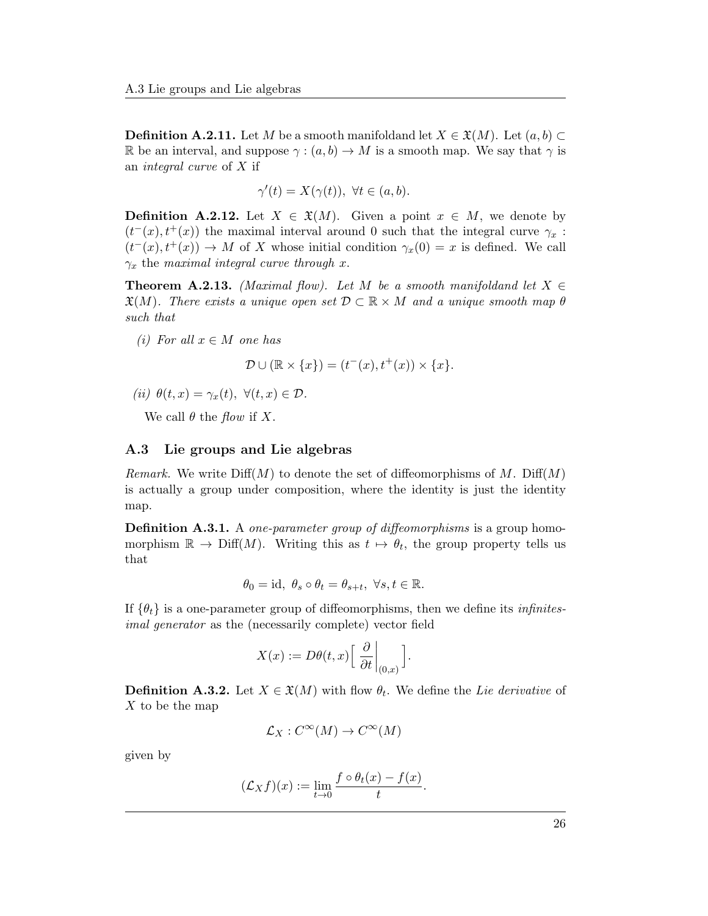**Definition A.2.11.** Let $M$ be a smooth manifoldand let $X \in \mathfrak{X}(M)$. Let $(a,b) \subset \mathbb{R}$ be an interval, and suppose $\gamma : (a,b) \to M$ is a smooth map. We say that $\gamma$ is an *integral curve* of $X$ if

$$\gamma'(t) = X(\gamma(t)), \ \forall t \in (a,b).$$

**Definition A.2.12.** Let $X \in \mathfrak{X}(M)$. Given a point $x \in M$, we denote by $(t^-(x), t^+(x))$ the maximal interval around 0 such that the integral curve $\gamma_x : (t^-(x), t^+(x)) \to M$ of $X$ whose initial condition $\gamma_x(0) = x$ is defined. We call $\gamma_x$ the *maximal integral curve through* $x$.

**Theorem A.2.13.** *(Maximal flow). Let $M$ be a smooth manifoldand let $X \in \mathfrak{X}(M)$. There exists a unique open set $\mathcal{D} \subset \mathbb{R} \times M$ and a unique smooth map $\theta$ such that*

*(i) For all $x \in M$ one has*

$$\mathcal{D} \cup (\mathbb{R} \times \{x\}) = (t^-(x), t^+(x)) \times \{x\}.$$

*(ii) $\theta(t,x) = \gamma_x(t), \ \forall (t,x) \in \mathcal{D}$.*

We call $\theta$ the *flow* if $X$.

## A.3 Lie groups and Lie algebras

*Remark.* We write $\text{Diff}(M)$ to denote the set of diffeomorphisms of $M$. $\text{Diff}(M)$ is actually a group under composition, where the identity is just the identity map.

**Definition A.3.1.** A *one-parameter group of diffeomorphisms* is a group homomorphism $\mathbb{R} \to \text{Diff}(M)$. Writing this as $t \mapsto \theta_t$, the group property tells us that

$$\theta_0 = \text{id}, \ \theta_s \circ \theta_t = \theta_{s+t}, \ \forall s,t \in \mathbb{R}.$$

If $\{\theta_t\}$ is a one-parameter group of diffeomorphisms, then we define its *infinitesimal generator* as the (necessarily complete) vector field

$$X(x) := D\theta(t,x)\Big[ \left.\frac{\partial}{\partial t}\right|_{(0,x)} \Big].$$

**Definition A.3.2.** Let $X \in \mathfrak{X}(M)$ with flow $\theta_t$. We define the *Lie derivative* of $X$ to be the map

$$\mathcal{L}_X : C^\infty(M) \to C^\infty(M)$$

given by

$$(\mathcal{L}_X f)(x) := \lim_{t \to 0} \frac{f \circ \theta_t(x) - f(x)}{t}.$$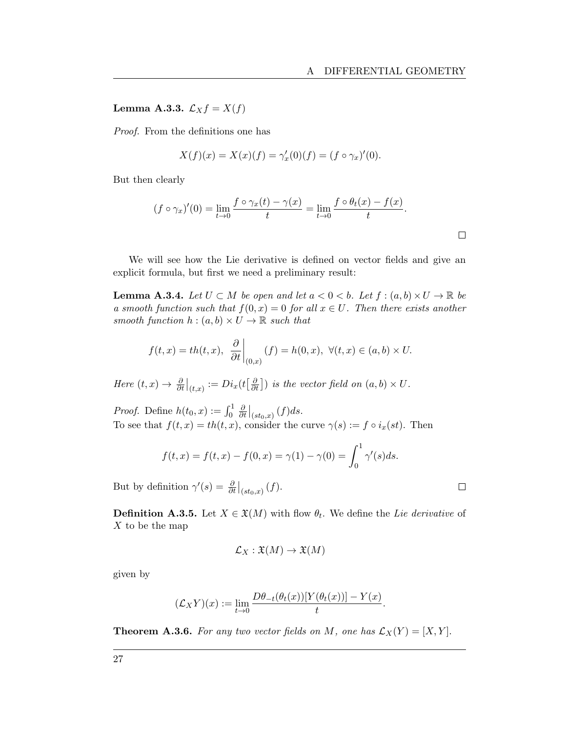**Lemma A.3.3.** *$\mathcal{L}_X f = X(f)$*

*Proof.* From the definitions one has

$$X(f)(x) = X(x)(f) = \gamma_x'(0)(f) = (f \circ \gamma_x)'(0).$$

But then clearly

$$(f \circ \gamma_x)'(0) = \lim_{t \to 0} \frac{f \circ \gamma_x(t) - \gamma(x)}{t} = \lim_{t \to 0} \frac{f \circ \theta_t(x) - f(x)}{t}.$$

□

We will see how the Lie derivative is defined on vector fields and give an explicit formula, but first we need a preliminary result:

**Lemma A.3.4.** *Let $U \subset M$ be open and let $a < 0 < b$. Let $f : (a, b) \times U \to \mathbb{R}$ be a smooth function such that $f(0, x) = 0$ for all $x \in U$. Then there exists another smooth function $h : (a, b) \times U \to \mathbb{R}$ such that*

$$f(t, x) = th(t, x), \ \left.\frac{\partial}{\partial t}\right|_{(0,x)} (f) = h(0, x), \ \forall (t, x) \in (a, b) \times U.$$

*Here $(t, x) \to \left.\frac{\partial}{\partial t}\right|_{(t,x)} := Di_x(t\big[\frac{\partial}{\partial t}\big])$ is the vector field on $(a, b) \times U$.*

*Proof.* Define $h(t_0, x) := \int_0^1 \left.\frac{\partial}{\partial t}\right|_{(st_0,x)} (f) ds$.
To see that $f(t, x) = th(t, x)$, consider the curve $\gamma(s) := f \circ i_x(st)$. Then

$$f(t, x) = f(t, x) - f(0, x) = \gamma(1) - \gamma(0) = \int_0^1 \gamma'(s) ds.$$

But by definition $\gamma'(s) = \left.\frac{\partial}{\partial t}\right|_{(st_0,x)} (f)$. □

**Definition A.3.5.** Let $X \in \mathfrak{X}(M)$ with flow $\theta_t$. We define the *Lie derivative* of $X$ to be the map

$$\mathcal{L}_X : \mathfrak{X}(M) \to \mathfrak{X}(M)$$

given by

$$(\mathcal{L}_X Y)(x) := \lim_{t \to 0} \frac{D\theta_{-t}(\theta_t(x))[Y(\theta_t(x))] - Y(x)}{t}.$$

**Theorem A.3.6.** *For any two vector fields on $M$, one has $\mathcal{L}_X(Y) = [X, Y]$.*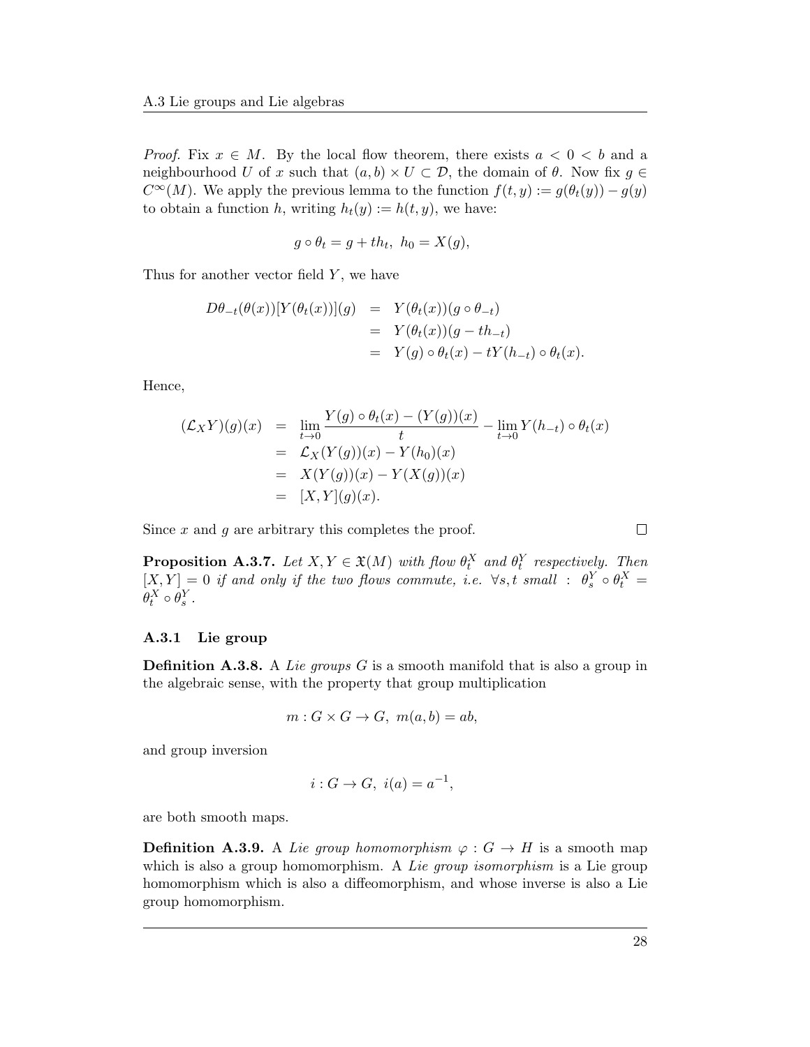*Proof.* Fix $x \in M$. By the local flow theorem, there exists $a < 0 < b$ and a neighbourhood $U$ of $x$ such that $(a,b) \times U \subset \mathcal{D}$, the domain of $\theta$. Now fix $g \in C^\infty(M)$. We apply the previous lemma to the function $f(t,y) := g(\theta_t(y)) - g(y)$ to obtain a function $h$, writing $h_t(y) := h(t,y)$, we have:

$$g \circ \theta_t = g + t h_t, \ h_0 = X(g),$$

Thus for another vector field $Y$, we have

$$\begin{aligned}
D\theta_{-t}(\theta(x))[Y(\theta_t(x))](g) &= Y(\theta_t(x))(g \circ \theta_{-t}) \\
&= Y(\theta_t(x))(g - t h_{-t}) \\
&= Y(g) \circ \theta_t(x) - tY(h_{-t}) \circ \theta_t(x).
\end{aligned}$$

Hence,

$$\begin{aligned}
(\mathcal{L}_X Y)(g)(x) &= \lim_{t \to 0} \frac{Y(g) \circ \theta_t(x) - (Y(g))(x)}{t} - \lim_{t \to 0} Y(h_{-t}) \circ \theta_t(x) \\
&= \mathcal{L}_X(Y(g))(x) - Y(h_0)(x) \\
&= X(Y(g))(x) - Y(X(g))(x) \\
&= [X,Y](g)(x).
\end{aligned}$$

Since $x$ and $g$ are arbitrary this completes the proof. $\square$

**Proposition A.3.7.** *Let $X, Y \in \mathfrak{X}(M)$ with flow $\theta_t^X$ and $\theta_t^Y$ respectively. Then $[X,Y] = 0$ if and only if the two flows commute, i.e. $\forall s,t$ small : $\theta_s^Y \circ \theta_t^X = \theta_t^X \circ \theta_s^Y$.*

### A.3.1 Lie group

**Definition A.3.8.** A *Lie groups* $G$ is a smooth manifold that is also a group in the algebraic sense, with the property that group multiplication

$$m : G \times G \to G, \ m(a,b) = ab,$$

and group inversion

$$i : G \to G, \ i(a) = a^{-1},$$

are both smooth maps.

**Definition A.3.9.** A *Lie group homomorphism* $\varphi : G \to H$ is a smooth map which is also a group homomorphism. A *Lie group isomorphism* is a Lie group homomorphism which is also a diffeomorphism, and whose inverse is also a Lie group homomorphism.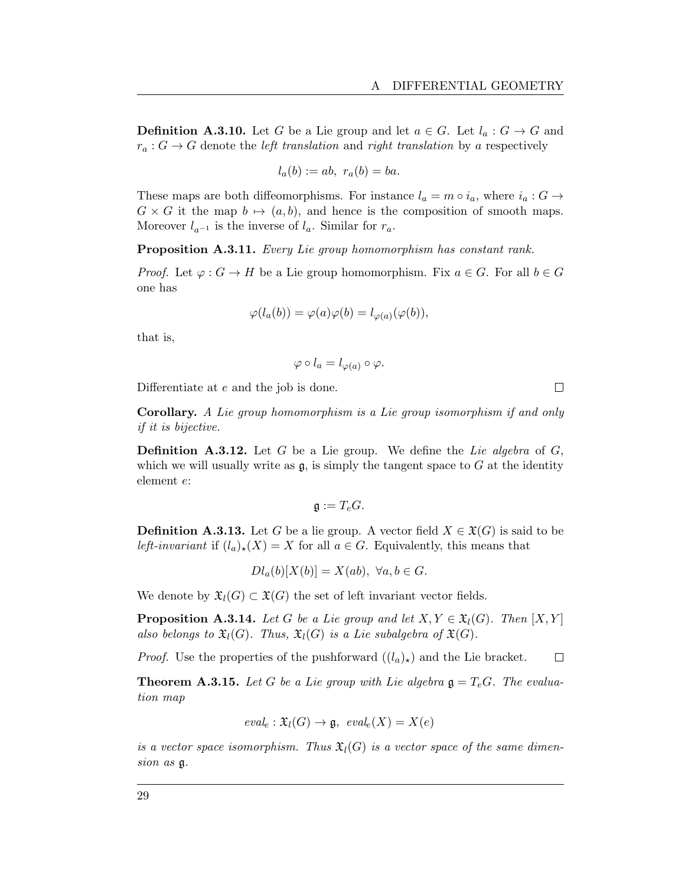**Definition A.3.10.** Let $G$ be a Lie group and let $a \in G$. Let $l_a : G \to G$ and $r_a : G \to G$ denote the *left translation* and *right translation* by $a$ respectively

$$l_a(b) := ab, \ r_a(b) = ba.$$

These maps are both diffeomorphisms. For instance $l_a = m \circ i_a$, where $i_a : G \to G \times G$ it the map $b \mapsto (a, b)$, and hence is the composition of smooth maps. Moreover $l_{a^{-1}}$ is the inverse of $l_a$. Similar for $r_a$.

**Proposition A.3.11.** *Every Lie group homomorphism has constant rank.*

*Proof.* Let $\varphi : G \to H$ be a Lie group homomorphism. Fix $a \in G$. For all $b \in G$ one has

$$\varphi(l_a(b)) = \varphi(a)\varphi(b) = l_{\varphi(a)}(\varphi(b)),$$

that is,

$$\varphi \circ l_a = l_{\varphi(a)} \circ \varphi.$$

Differentiate at $e$ and the job is done. □

**Corollary.** *A Lie group homomorphism is a Lie group isomorphism if and only if it is bijective.*

**Definition A.3.12.** Let $G$ be a Lie group. We define the *Lie algebra* of $G$, which we will usually write as $\mathfrak{g}$, is simply the tangent space to $G$ at the identity element $e$:

$$\mathfrak{g} := T_eG.$$

**Definition A.3.13.** Let $G$ be a lie group. A vector field $X \in \mathfrak{X}(G)$ is said to be *left-invariant* if $(l_a)_\star(X) = X$ for all $a \in G$. Equivalently, this means that

$$Dl_a(b)[X(b)] = X(ab), \ \forall a, b \in G.$$

We denote by $\mathfrak{X}_l(G) \subset \mathfrak{X}(G)$ the set of left invariant vector fields.

**Proposition A.3.14.** *Let $G$ be a Lie group and let $X, Y \in \mathfrak{X}_l(G)$. Then $[X, Y]$ also belongs to $\mathfrak{X}_l(G)$. Thus, $\mathfrak{X}_l(G)$ is a Lie subalgebra of $\mathfrak{X}(G)$.*

*Proof.* Use the properties of the pushforward ($(l_a)_\star$) and the Lie bracket. □

**Theorem A.3.15.** *Let $G$ be a Lie group with Lie algebra $\mathfrak{g} = T_eG$. The evaluation map*

$$eval_e : \mathfrak{X}_l(G) \to \mathfrak{g}, \ eval_e(X) = X(e)$$

*is a vector space isomorphism. Thus $\mathfrak{X}_l(G)$ is a vector space of the same dimension as $\mathfrak{g}$.*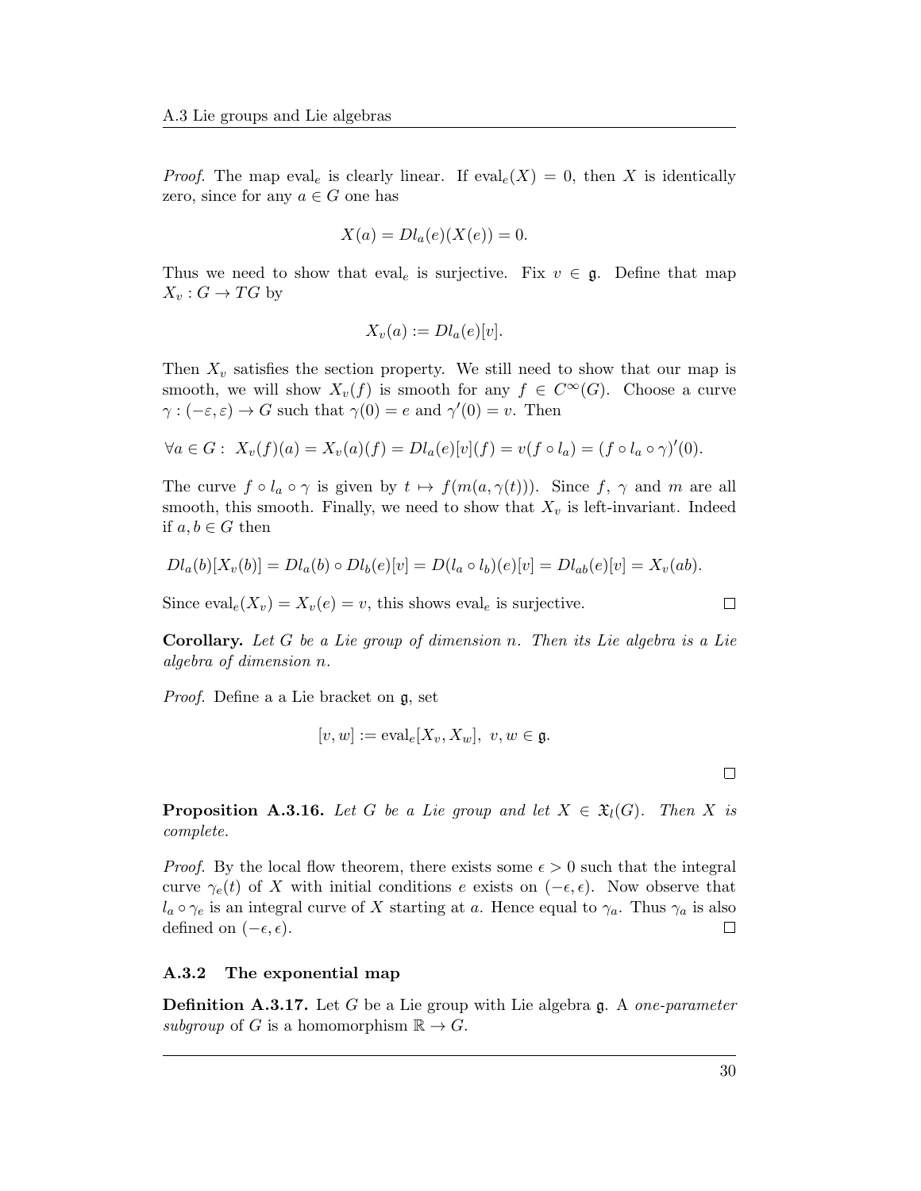*Proof.* The map $\text{eval}_e$ is clearly linear. If $\text{eval}_e(X) = 0$, then $X$ is identically zero, since for any $a \in G$ one has

$$X(a) = Dl_a(e)(X(e)) = 0.$$

Thus we need to show that $\text{eval}_e$ is surjective. Fix $v \in \mathfrak{g}$. Define that map $X_v : G \to TG$ by

$$X_v(a) := Dl_a(e)[v].$$

Then $X_v$ satisfies the section property. We still need to show that our map is smooth, we will show $X_v(f)$ is smooth for any $f \in C^\infty(G)$. Choose a curve $\gamma : (-\varepsilon, \varepsilon) \to G$ such that $\gamma(0) = e$ and $\gamma'(0) = v$. Then

$$\forall a \in G : \; X_v(f)(a) = X_v(a)(f) = Dl_a(e)[v](f) = v(f \circ l_a) = (f \circ l_a \circ \gamma)'(0).$$

The curve $f \circ l_a \circ \gamma$ is given by $t \mapsto f(m(a, \gamma(t)))$. Since $f$, $\gamma$ and $m$ are all smooth, this smooth. Finally, we need to show that $X_v$ is left-invariant. Indeed if $a, b \in G$ then

$$Dl_a(b)[X_v(b)] = Dl_a(b) \circ Dl_b(e)[v] = D(l_a \circ l_b)(e)[v] = Dl_{ab}(e)[v] = X_v(ab).$$

Since $\text{eval}_e(X_v) = X_v(e) = v$, this shows $\text{eval}_e$ is surjective. □

**Corollary.** *Let $G$ be a Lie group of dimension $n$. Then its Lie algebra is a Lie algebra of dimension $n$.*

*Proof.* Define a a Lie bracket on $\mathfrak{g}$, set

$$[v, w] := \text{eval}_e[X_v, X_w], \; v, w \in \mathfrak{g}.$$

□

**Proposition A.3.16.** *Let $G$ be a Lie group and let $X \in \mathfrak{X}_l(G)$. Then $X$ is complete.*

*Proof.* By the local flow theorem, there exists some $\epsilon > 0$ such that the integral curve $\gamma_e(t)$ of $X$ with initial conditions $e$ exists on $(-\epsilon, \epsilon)$. Now observe that $l_a \circ \gamma_e$ is an integral curve of $X$ starting at $a$. Hence equal to $\gamma_a$. Thus $\gamma_a$ is also defined on $(-\epsilon, \epsilon)$. □

### A.3.2 The exponential map

**Definition A.3.17.** Let $G$ be a Lie group with Lie algebra $\mathfrak{g}$. A *one-parameter subgroup* of $G$ is a homomorphism $\mathbb{R} \to G$.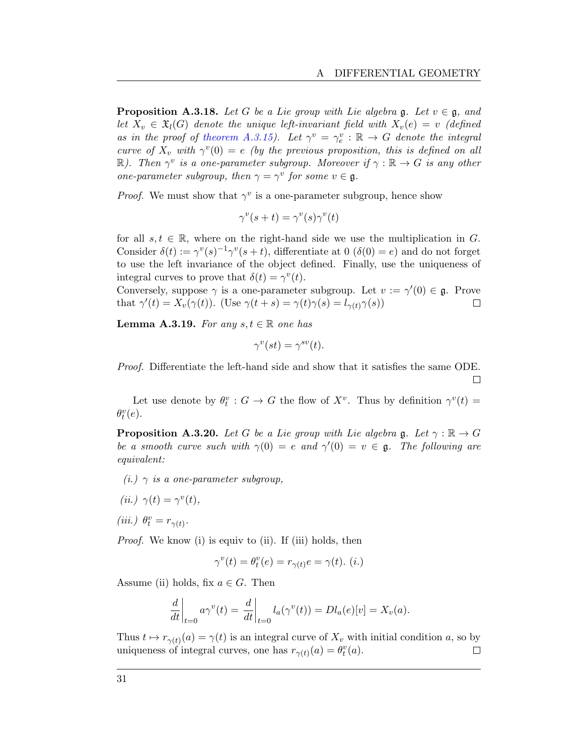**Proposition A.3.18.** *Let $G$ be a Lie group with Lie algebra $\mathfrak{g}$. Let $v \in \mathfrak{g}$, and let $X_v \in \mathfrak{X}_l(G)$ denote the unique left-invariant field with $X_v(e) = v$ (defined as in the proof of theorem A.3.15). Let $\gamma^v = \gamma^v_e : \mathbb{R} \to G$ denote the integral curve of $X_v$ with $\gamma^v(0) = e$ (by the previous proposition, this is defined on all $\mathbb{R}$). Then $\gamma^v$ is a one-parameter subgroup. Moreover if $\gamma : \mathbb{R} \to G$ is any other one-parameter subgroup, then $\gamma = \gamma^v$ for some $v \in \mathfrak{g}$.*

*Proof.* We must show that $\gamma^v$ is a one-parameter subgroup, hence show

$$\gamma^v(s + t) = \gamma^v(s)\gamma^v(t)$$

for all $s, t \in \mathbb{R}$, where on the right-hand side we use the multiplication in $G$. Consider $\delta(t) := \gamma^v(s)^{-1}\gamma^v(s + t)$, differentiate at 0 ($\delta(0) = e$) and do not forget to use the left invariance of the object defined. Finally, use the uniqueness of integral curves to prove that $\delta(t) = \gamma^v(t)$.
Conversely, suppose $\gamma$ is a one-parameter subgroup. Let $v := \gamma'(0) \in \mathfrak{g}$. Prove that $\gamma'(t) = X_v(\gamma(t))$. (Use $\gamma(t + s) = \gamma(t)\gamma(s) = l_{\gamma(t)}\gamma(s)$) □

**Lemma A.3.19.** *For any $s, t \in \mathbb{R}$ one has*

$$\gamma^v(st) = \gamma^{sv}(t).$$

*Proof.* Differentiate the left-hand side and show that it satisfies the same ODE. □

Let use denote by $\theta^v_t : G \to G$ the flow of $X^v$. Thus by definition $\gamma^v(t) = \theta^v_t(e)$.

**Proposition A.3.20.** *Let $G$ be a Lie group with Lie algebra $\mathfrak{g}$. Let $\gamma : \mathbb{R} \to G$ be a smooth curve such with $\gamma(0) = e$ and $\gamma'(0) = v \in \mathfrak{g}$. The following are equivalent:*

*(i.) $\gamma$ is a one-parameter subgroup,*

*(ii.) $\gamma(t) = \gamma^v(t)$,*

*(iii.) $\theta^v_t = r_{\gamma(t)}$.*

*Proof.* We know (i) is equiv to (ii). If (iii) holds, then

$$\gamma^v(t) = \theta^v_t(e) = r_{\gamma(t)}e = \gamma(t). \ (i.)$$

Assume (ii) holds, fix $a \in G$. Then

$$\left.\frac{d}{dt}\right|_{t=0} a\gamma^v(t) = \left.\frac{d}{dt}\right|_{t=0} l_a(\gamma^v(t)) = Dl_a(e)[v] = X_v(a).$$

Thus $t \mapsto r_{\gamma(t)}(a) = \gamma(t)$ is an integral curve of $X_v$ with initial condition $a$, so by uniqueness of integral curves, one has $r_{\gamma(t)}(a) = \theta^v_t(a)$. □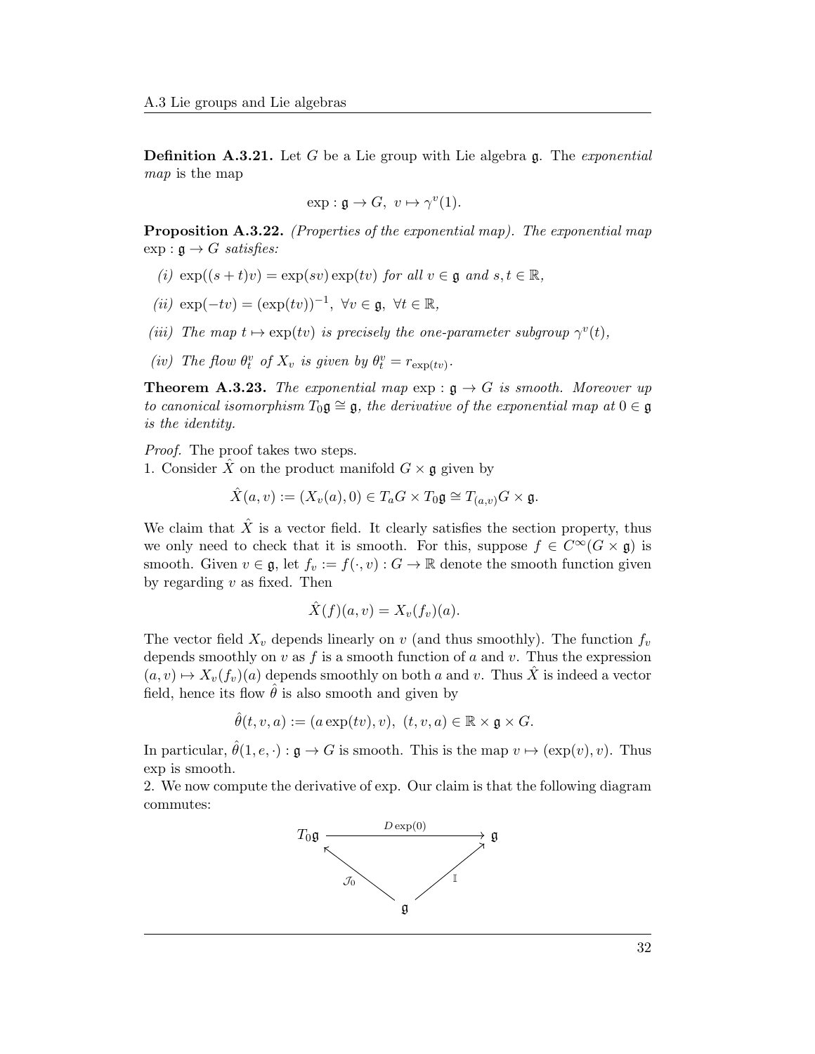**Definition A.3.21.** Let $G$ be a Lie group with Lie algebra $\mathfrak{g}$. The *exponential map* is the map

$$\exp : \mathfrak{g} \to G,\ v \mapsto \gamma^v(1).$$

**Proposition A.3.22.** *(Properties of the exponential map). The exponential map* $\exp : \mathfrak{g} \to G$ *satisfies:*

*(i)* $\exp((s+t)v) = \exp(sv)\exp(tv)$ *for all* $v \in \mathfrak{g}$ *and* $s, t \in \mathbb{R}$,

*(ii)* $\exp(-tv) = (\exp(tv))^{-1},\ \forall v \in \mathfrak{g},\ \forall t \in \mathbb{R}$,

*(iii) The map* $t \mapsto \exp(tv)$ *is precisely the one-parameter subgroup* $\gamma^v(t)$,

*(iv) The flow* $\theta^v_t$ *of* $X_v$ *is given by* $\theta^v_t = r_{\exp(tv)}$.

**Theorem A.3.23.** *The exponential map* $\exp : \mathfrak{g} \to G$ *is smooth. Moreover up to canonical isomorphism* $T_0\mathfrak{g} \cong \mathfrak{g}$, *the derivative of the exponential map at* $0 \in \mathfrak{g}$ *is the identity.*

*Proof.* The proof takes two steps.
1. Consider $\hat{X}$ on the product manifold $G \times \mathfrak{g}$ given by

$$\hat{X}(a, v) := (X_v(a), 0) \in T_aG \times T_0\mathfrak{g} \cong T_{(a,v)}G \times \mathfrak{g}.$$

We claim that $\hat{X}$ is a vector field. It clearly satisfies the section property, thus we only need to check that it is smooth. For this, suppose $f \in C^\infty(G \times \mathfrak{g})$ is smooth. Given $v \in \mathfrak{g}$, let $f_v := f(\cdot, v) : G \to \mathbb{R}$ denote the smooth function given by regarding $v$ as fixed. Then

$$\hat{X}(f)(a, v) = X_v(f_v)(a).$$

The vector field $X_v$ depends linearly on $v$ (and thus smoothly). The function $f_v$ depends smoothly on $v$ as $f$ is a smooth function of $a$ and $v$. Thus the expression $(a, v) \mapsto X_v(f_v)(a)$ depends smoothly on both $a$ and $v$. Thus $\hat{X}$ is indeed a vector field, hence its flow $\hat{\theta}$ is also smooth and given by

$$\hat{\theta}(t, v, a) := (a\exp(tv), v),\ (t, v, a) \in \mathbb{R} \times \mathfrak{g} \times G.$$

In particular, $\hat{\theta}(1, e, \cdot) : \mathfrak{g} \to G$ is smooth. This is the map $v \mapsto (\exp(v), v)$. Thus $\exp$ is smooth.
2. We now compute the derivative of exp. Our claim is that the following diagram commutes:

$$\begin{array}{ccc} T_0\mathfrak{g} & \xrightarrow{D\exp(0)} & \mathfrak{g} \\ & {\scriptstyle \mathcal{J}_0} \nwarrow \quad \nearrow {\scriptstyle \mathbb{I}} & \\ & \mathfrak{g} & \end{array}$$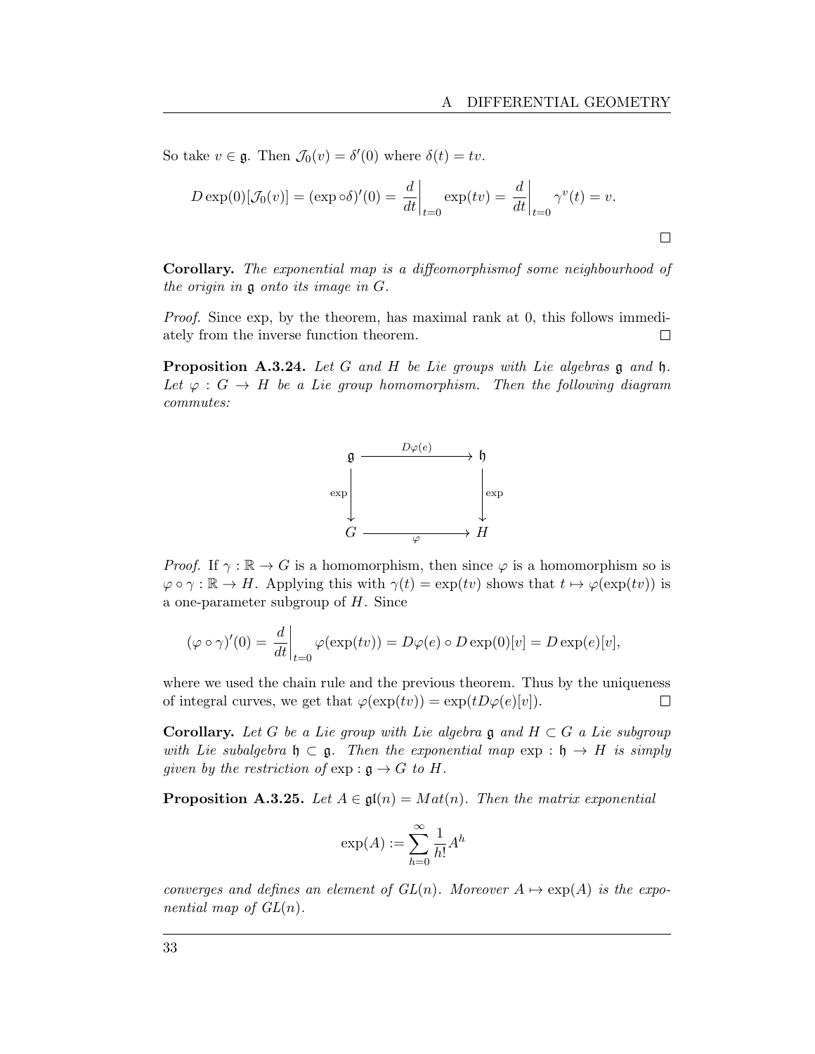So take $v \in \mathfrak{g}$. Then $\mathcal{J}_0(v) = \delta'(0)$ where $\delta(t) = tv$.

$$D\exp(0)[\mathcal{J}_0(v)] = (\exp \circ \delta)'(0) = \left.\frac{d}{dt}\right|_{t=0} \exp(tv) = \left.\frac{d}{dt}\right|_{t=0} \gamma^v(t) = v.$$

□

**Corollary.** *The exponential map is a diffeomorphismof some neighbourhood of the origin in $\mathfrak{g}$ onto its image in $G$.*

*Proof.* Since exp, by the theorem, has maximal rank at 0, this follows immediately from the inverse function theorem. □

**Proposition A.3.24.** *Let $G$ and $H$ be Lie groups with Lie algebras $\mathfrak{g}$ and $\mathfrak{h}$. Let $\varphi : G \to H$ be a Lie group homomorphism. Then the following diagram commutes:*

$$\begin{array}{ccc} \mathfrak{g} & \xrightarrow{D\varphi(e)} & \mathfrak{h} \\ \Big\downarrow{\scriptstyle \exp} & & \Big\downarrow{\scriptstyle \exp} \\ G & \xrightarrow[\varphi]{} & H \end{array}$$

*Proof.* If $\gamma : \mathbb{R} \to G$ is a homomorphism, then since $\varphi$ is a homomorphism so is $\varphi \circ \gamma : \mathbb{R} \to H$. Applying this with $\gamma(t) = \exp(tv)$ shows that $t \mapsto \varphi(\exp(tv))$ is a one-parameter subgroup of $H$. Since

$$(\varphi \circ \gamma)'(0) = \left.\frac{d}{dt}\right|_{t=0} \varphi(\exp(tv)) = D\varphi(e) \circ D\exp(0)[v] = D\exp(e)[v],$$

where we used the chain rule and the previous theorem. Thus by the uniqueness of integral curves, we get that $\varphi(\exp(tv)) = \exp(tD\varphi(e)[v])$. □

**Corollary.** *Let $G$ be a Lie group with Lie algebra $\mathfrak{g}$ and $H \subset G$ a Lie subgroup with Lie subalgebra $\mathfrak{h} \subset \mathfrak{g}$. Then the exponential map $\exp : \mathfrak{h} \to H$ is simply given by the restriction of $\exp : \mathfrak{g} \to G$ to $H$.*

**Proposition A.3.25.** *Let $A \in \mathfrak{gl}(n) = Mat(n)$. Then the matrix exponential*

$$\exp(A) := \sum_{h=0}^{\infty} \frac{1}{h!} A^h$$

*converges and defines an element of $GL(n)$. Moreover $A \mapsto \exp(A)$ is the exponential map of $GL(n)$.*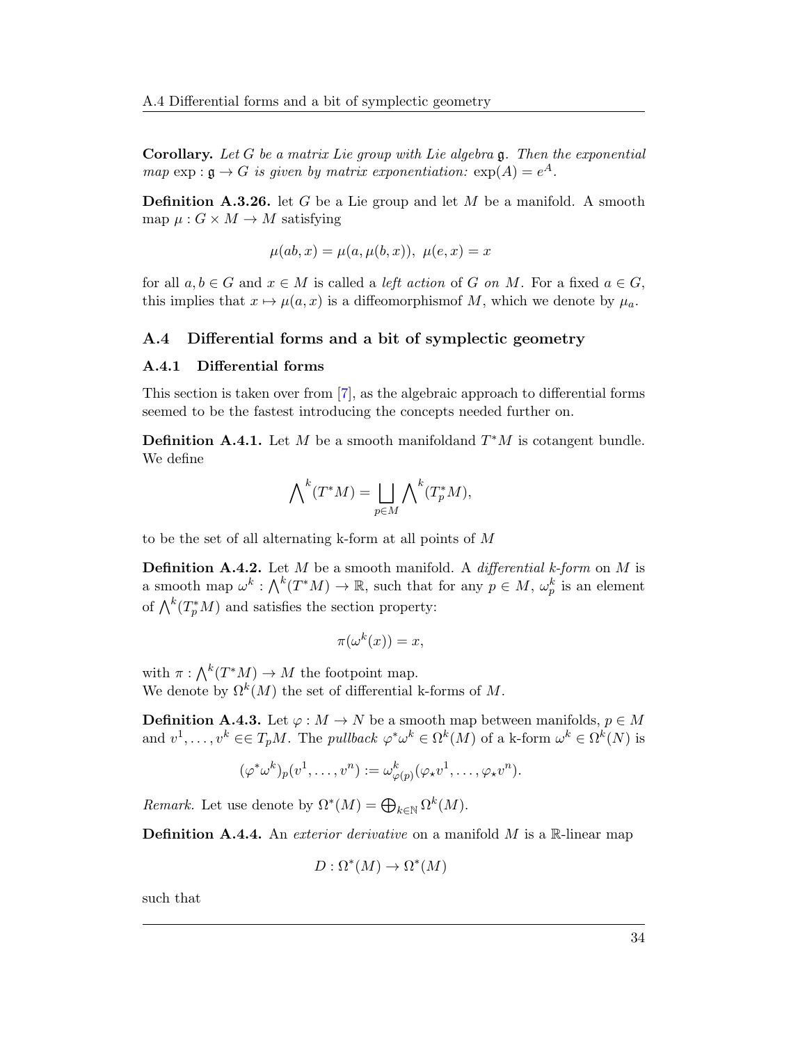**Corollary.** *Let $G$ be a matrix Lie group with Lie algebra $\mathfrak{g}$. Then the exponential map $\exp : \mathfrak{g} \to G$ is given by matrix exponentiation: $\exp(A) = e^A$.*

**Definition A.3.26.** let $G$ be a Lie group and let $M$ be a manifold. A smooth map $\mu : G \times M \to M$ satisfying

$$\mu(ab, x) = \mu(a, \mu(b, x)),\ \mu(e, x) = x$$

for all $a, b \in G$ and $x \in M$ is called a *left action* of $G$ *on* $M$. For a fixed $a \in G$, this implies that $x \mapsto \mu(a, x)$ is a diffeomorphismof $M$, which we denote by $\mu_a$.

## A.4 Differential forms and a bit of symplectic geometry

### A.4.1 Differential forms

This section is taken over from [7], as the algebraic approach to differential forms seemed to be the fastest introducing the concepts needed further on.

**Definition A.4.1.** Let $M$ be a smooth manifoldand $T^*M$ is cotangent bundle. We define

$$\bigwedge^k(T^*M) = \bigsqcup_{p \in M} \bigwedge^k(T^*_pM),$$

to be the set of all alternating k-form at all points of $M$

**Definition A.4.2.** Let $M$ be a smooth manifold. A *differential k-form* on $M$ is a smooth map $\omega^k : \bigwedge^k(T^*M) \to \mathbb{R}$, such that for any $p \in M$, $\omega^k_p$ is an element of $\bigwedge^k(T^*_pM)$ and satisfies the section property:

$$\pi(\omega^k(x)) = x,$$

with $\pi : \bigwedge^k(T^*M) \to M$ the footpoint map.
We denote by $\Omega^k(M)$ the set of differential k-forms of $M$.

**Definition A.4.3.** Let $\varphi : M \to N$ be a smooth map between manifolds, $p \in M$ and $v^1, \ldots, v^k \in\in T_pM$. The *pullback* $\varphi^*\omega^k \in \Omega^k(M)$ of a k-form $\omega^k \in \Omega^k(N)$ is

$$(\varphi^*\omega^k)_p(v^1, \ldots, v^n) := \omega^k_{\varphi(p)}(\varphi_\star v^1, \ldots, \varphi_\star v^n).$$

*Remark.* Let use denote by $\Omega^*(M) = \bigoplus_{k \in \mathbb{N}} \Omega^k(M)$.

**Definition A.4.4.** An *exterior derivative* on a manifold $M$ is a $\mathbb{R}$-linear map

$$D : \Omega^*(M) \to \Omega^*(M)$$

such that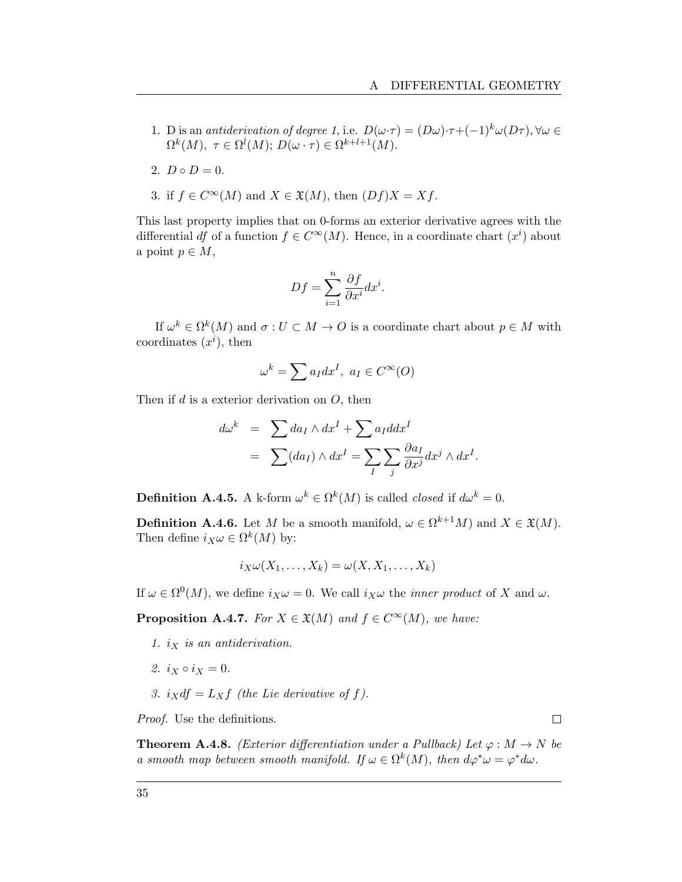1. D is an *antiderivation of degree 1*, i.e. $D(\omega\cdot\tau) = (D\omega)\cdot\tau + (-1)^k\omega(D\tau), \forall\omega \in \Omega^k(M),\ \tau \in \Omega^l(M);\ D(\omega\cdot\tau) \in \Omega^{k+l+1}(M)$.
2. $D \circ D = 0$.
3. if $f \in C^\infty(M)$ and $X \in \mathfrak{X}(M)$, then $(Df)X = Xf$.

This last property implies that on 0-forms an exterior derivative agrees with the differential *df* of a function $f \in C^\infty(M)$. Hence, in a coordinate chart $(x^i)$ about a point $p \in M$,

$$Df = \sum_{i=1}^{n} \frac{\partial f}{\partial x^i} dx^i.$$

If $\omega^k \in \Omega^k(M)$ and $\sigma : U \subset M \to O$ is a coordinate chart about $p \in M$ with coordinates $(x^i)$, then

$$\omega^k = \sum a_I dx^I,\ a_I \in C^\infty(O)$$

Then if $d$ is a exterior derivation on $O$, then

$$\begin{aligned} d\omega^k &= \sum da_I \wedge dx^I + \sum a_I ddx^I \\ &= \sum (da_I) \wedge dx^I = \sum_I \sum_j \frac{\partial a_I}{\partial x^j} dx^j \wedge dx^I. \end{aligned}$$

**Definition A.4.5.** A k-form $\omega^k \in \Omega^k(M)$ is called *closed* if $d\omega^k = 0$.

**Definition A.4.6.** Let $M$ be a smooth manifold, $\omega \in \Omega^{k+1}M)$ and $X \in \mathfrak{X}(M)$. Then define $i_X\omega \in \Omega^k(M)$ by:

$$i_X\omega(X_1, \ldots, X_k) = \omega(X, X_1, \ldots, X_k)$$

If $\omega \in \Omega^0(M)$, we define $i_X\omega = 0$. We call $i_X\omega$ the *inner product* of $X$ and $\omega$.

**Proposition A.4.7.** *For $X \in \mathfrak{X}(M)$ and $f \in C^\infty(M)$, we have:*

1. *$i_X$ is an antiderivation.*
2. *$i_X \circ i_X = 0$.*
3. *$i_X df = L_X f$ (the Lie derivative of $f$).*

*Proof.* Use the definitions. ∎

**Theorem A.4.8.** *(Exterior differentiation under a Pullback) Let $\varphi : M \to N$ be a smooth map between smooth manifold. If $\omega \in \Omega^k(M)$, then $d\varphi^*\omega = \varphi^* d\omega$.*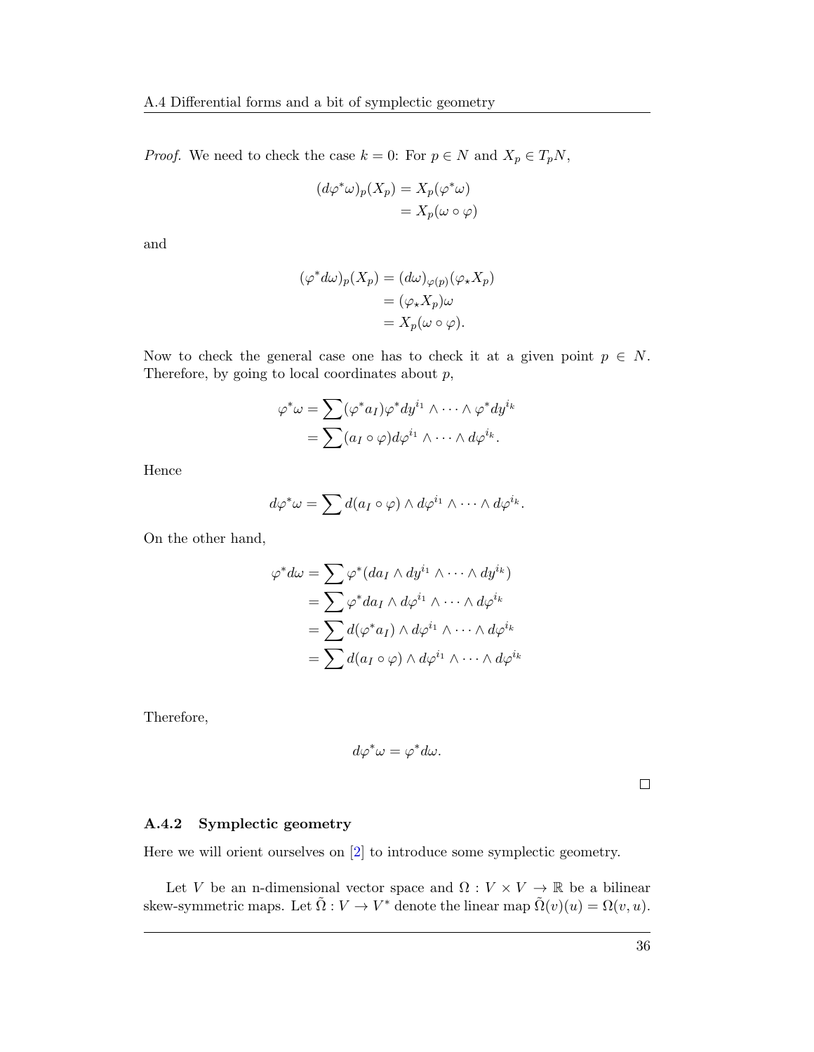*Proof.* We need to check the case $k = 0$: For $p \in N$ and $X_p \in T_pN$,

$$\begin{aligned}
(d\varphi^*\omega)_p(X_p) &= X_p(\varphi^*\omega) \\
&= X_p(\omega \circ \varphi)
\end{aligned}$$

and

$$\begin{aligned}
(\varphi^* d\omega)_p(X_p) &= (d\omega)_{\varphi(p)}(\varphi_\star X_p) \\
&= (\varphi_\star X_p)\omega \\
&= X_p(\omega \circ \varphi).
\end{aligned}$$

Now to check the general case one has to check it at a given point $p \in N$. Therefore, by going to local coordinates about $p$,

$$\begin{aligned}
\varphi^*\omega &= \sum (\varphi^* a_I)\varphi^* dy^{i_1} \wedge \cdots \wedge \varphi^* dy^{i_k} \\
&= \sum (a_I \circ \varphi) d\varphi^{i_1} \wedge \cdots \wedge d\varphi^{i_k}.
\end{aligned}$$

Hence

$$d\varphi^*\omega = \sum d(a_I \circ \varphi) \wedge d\varphi^{i_1} \wedge \cdots \wedge d\varphi^{i_k}.$$

On the other hand,

$$\begin{aligned}
\varphi^* d\omega &= \sum \varphi^*(da_I \wedge dy^{i_1} \wedge \cdots \wedge dy^{i_k}) \\
&= \sum \varphi^* da_I \wedge d\varphi^{i_1} \wedge \cdots \wedge d\varphi^{i_k} \\
&= \sum d(\varphi^* a_I) \wedge d\varphi^{i_1} \wedge \cdots \wedge d\varphi^{i_k} \\
&= \sum d(a_I \circ \varphi) \wedge d\varphi^{i_1} \wedge \cdots \wedge d\varphi^{i_k}
\end{aligned}$$

Therefore,

$$d\varphi^*\omega = \varphi^* d\omega.$$

□

### A.4.2 Symplectic geometry

Here we will orient ourselves on [2] to introduce some symplectic geometry.

Let $V$ be an n-dimensional vector space and $\Omega : V \times V \to \mathbb{R}$ be a bilinear skew-symmetric maps. Let $\tilde{\Omega} : V \to V^*$ denote the linear map $\tilde{\Omega}(v)(u) = \Omega(v, u)$.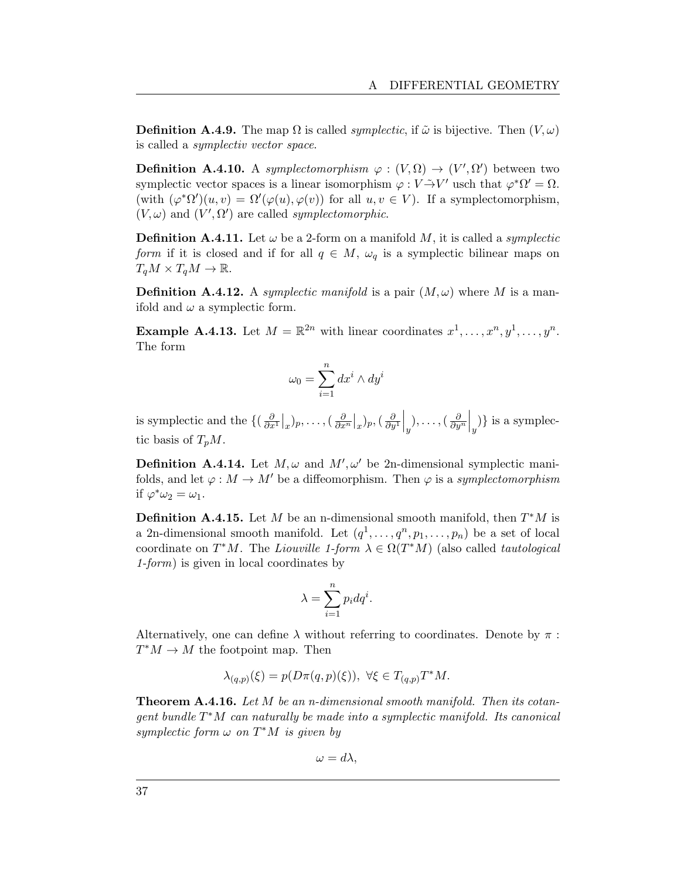**Definition A.4.9.** The map $\Omega$ is called *symplectic*, if $\tilde{\omega}$ is bijective. Then $(V, \omega)$ is called a *symplectiv vector space*.

**Definition A.4.10.** A *symplectomorphism* $\varphi : (V, \Omega) \to (V', \Omega')$ between two symplectic vector spaces is a linear isomorphism $\varphi : V \tilde{\to} V'$ usch that $\varphi^* \Omega' = \Omega$. (with $(\varphi^* \Omega')(u, v) = \Omega'(\varphi(u), \varphi(v))$ for all $u, v \in V$). If a symplectomorphism, $(V, \omega)$ and $(V', \Omega')$ are called *symplectomorphic*.

**Definition A.4.11.** Let $\omega$ be a 2-form on a manifold $M$, it is called a *symplectic form* if it is closed and if for all $q \in M$, $\omega_q$ is a symplectic bilinear maps on $T_q M \times T_q M \to \mathbb{R}$.

**Definition A.4.12.** A *symplectic manifold* is a pair $(M, \omega)$ where $M$ is a manifold and $\omega$ a symplectic form.

**Example A.4.13.** Let $M = \mathbb{R}^{2n}$ with linear coordinates $x^1, \ldots, x^n, y^1, \ldots, y^n$. The form

$$\omega_0 = \sum_{i=1}^{n} dx^i \wedge dy^i$$

is symplectic and the $\{(\frac{\partial}{\partial x^1}\big|_x)_p, \ldots, (\frac{\partial}{\partial x^n}\big|_x)_p, (\frac{\partial}{\partial y^1}\Big|_y), \ldots, (\frac{\partial}{\partial y^n}\Big|_y)\}$ is a symplectic basis of $T_p M$.

**Definition A.4.14.** Let $M, \omega$ and $M', \omega'$ be 2n-dimensional symplectic manifolds, and let $\varphi : M \to M'$ be a diffeomorphism. Then $\varphi$ is a *symplectomorphism* if $\varphi^* \omega_2 = \omega_1$.

**Definition A.4.15.** Let $M$ be an n-dimensional smooth manifold, then $T^*M$ is a 2n-dimensional smooth manifold. Let $(q^1, \ldots, q^n, p_1, \ldots, p_n)$ be a set of local coordinate on $T^*M$. The *Liouville 1-form* $\lambda \in \Omega(T^*M)$ (also called *tautological 1-form*) is given in local coordinates by

$$\lambda = \sum_{i=1}^{n} p_i dq^i.$$

Alternatively, one can define $\lambda$ without referring to coordinates. Denote by $\pi : T^*M \to M$ the footpoint map. Then

$$\lambda_{(q,p)}(\xi) = p(D\pi(q,p)(\xi)), \ \forall \xi \in T_{(q,p)} T^*M.$$

**Theorem A.4.16.** *Let $M$ be an n-dimensional smooth manifold. Then its cotangent bundle $T^*M$ can naturally be made into a symplectic manifold. Its canonical symplectic form $\omega$ on $T^*M$ is given by*

$$\omega = d\lambda,$$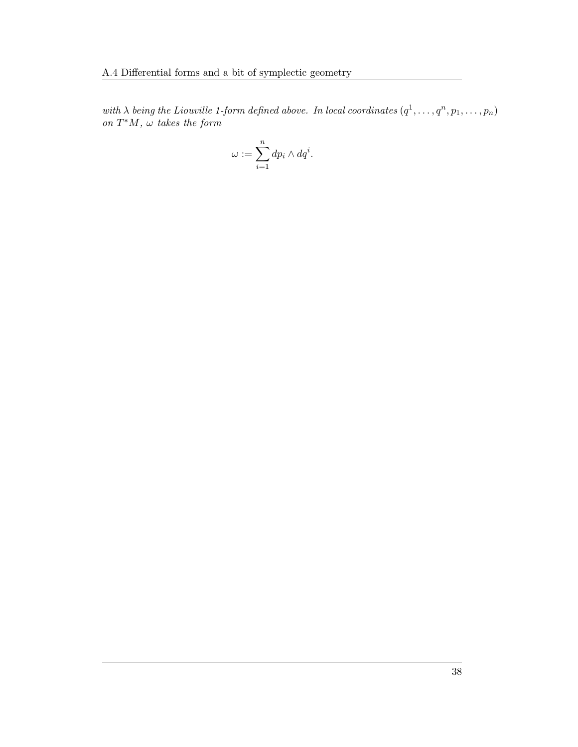*with $\lambda$ being the Liouville 1-form defined above. In local coordinates $(q^1, \ldots, q^n, p_1, \ldots, p_n)$ on $T^*M$, $\omega$ takes the form*

$$\omega := \sum_{i=1}^{n} dp_i \wedge dq^i.$$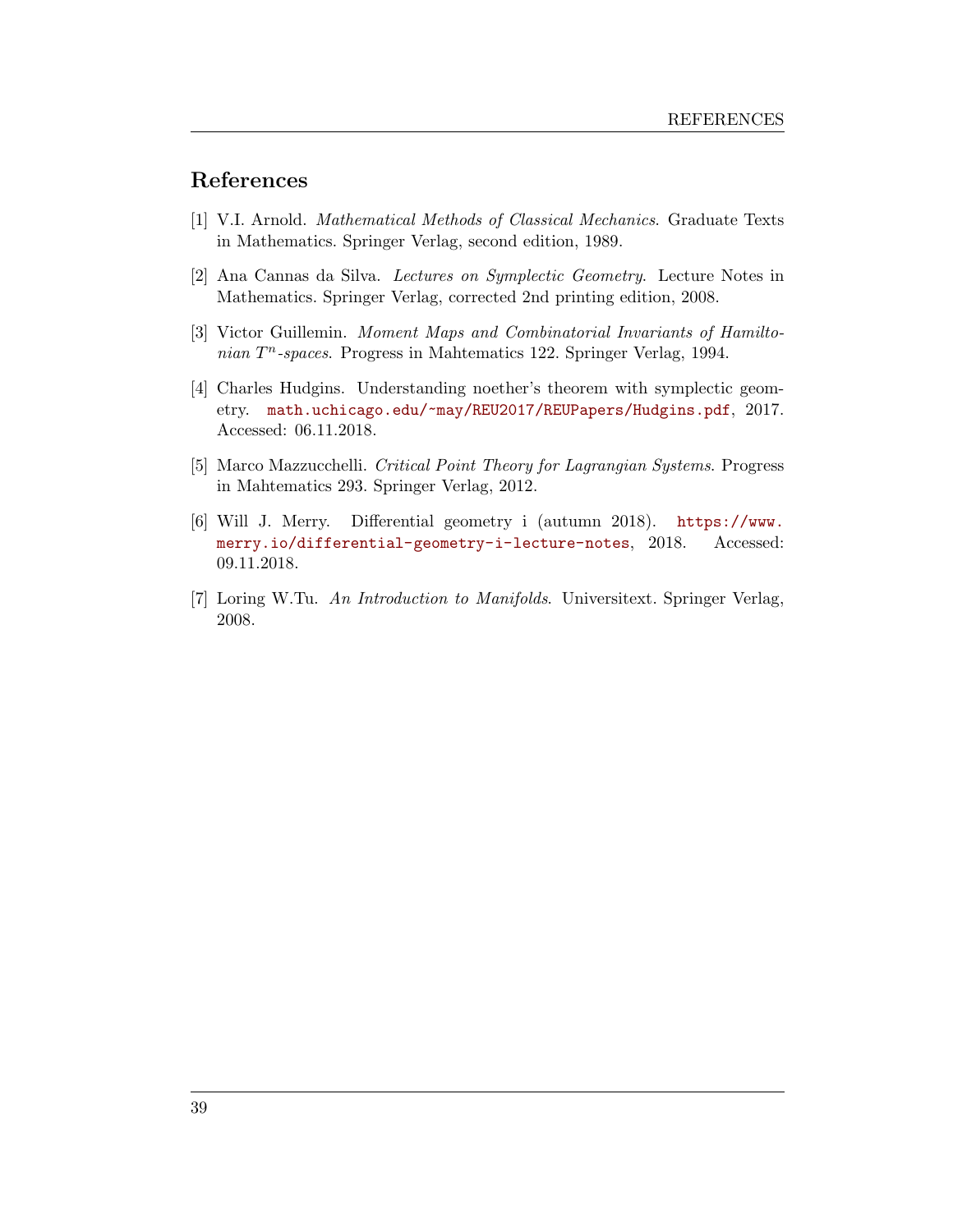# References

[1] V.I. Arnold. *Mathematical Methods of Classical Mechanics*. Graduate Texts in Mathematics. Springer Verlag, second edition, 1989.

[2] Ana Cannas da Silva. *Lectures on Symplectic Geometry*. Lecture Notes in Mathematics. Springer Verlag, corrected 2nd printing edition, 2008.

[3] Victor Guillemin. *Moment Maps and Combinatorial Invariants of Hamiltonian $T^n$-spaces*. Progress in Mahtematics 122. Springer Verlag, 1994.

[4] Charles Hudgins. Understanding noether's theorem with symplectic geometry. math.uchicago.edu/~may/REU2017/REUPapers/Hudgins.pdf, 2017. Accessed: 06.11.2018.

[5] Marco Mazzucchelli. *Critical Point Theory for Lagrangian Systems*. Progress in Mahtematics 293. Springer Verlag, 2012.

[6] Will J. Merry. Differential geometry i (autumn 2018). https://www.merry.io/differential-geometry-i-lecture-notes, 2018. Accessed: 09.11.2018.

[7] Loring W.Tu. *An Introduction to Manifolds*. Universitext. Springer Verlag, 2008.